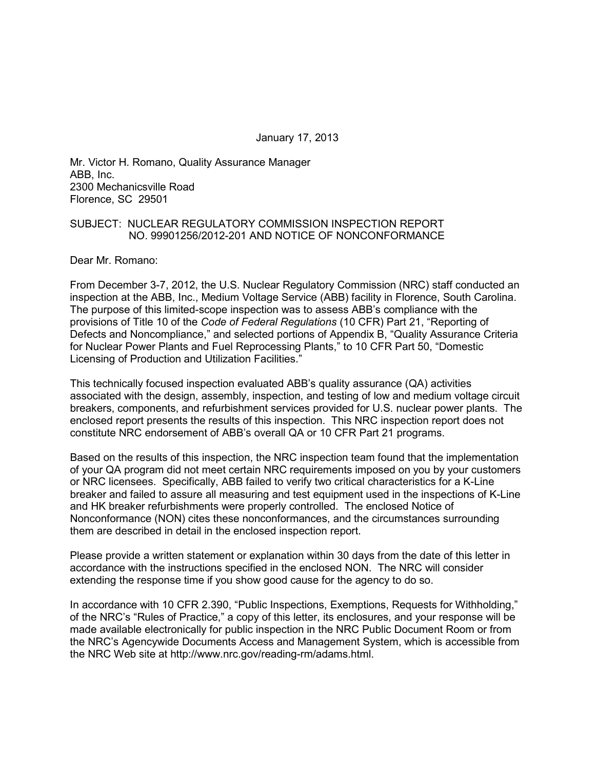January 17, 2013

Mr. Victor H. Romano, Quality Assurance Manager
ABB, Inc.
2300 Mechanicsville Road
Florence, SC 29501

SUBJECT: NUCLEAR REGULATORY COMMISSION INSPECTION REPORT NO. 99901256/2012-201 AND NOTICE OF NONCONFORMANCE

Dear Mr. Romano:

From December 3-7, 2012, the U.S. Nuclear Regulatory Commission (NRC) staff conducted an inspection at the ABB, Inc., Medium Voltage Service (ABB) facility in Florence, South Carolina. The purpose of this limited-scope inspection was to assess ABB's compliance with the provisions of Title 10 of the *Code of Federal Regulations* (10 CFR) Part 21, "Reporting of Defects and Noncompliance," and selected portions of Appendix B, "Quality Assurance Criteria for Nuclear Power Plants and Fuel Reprocessing Plants," to 10 CFR Part 50, "Domestic Licensing of Production and Utilization Facilities."

This technically focused inspection evaluated ABB's quality assurance (QA) activities associated with the design, assembly, inspection, and testing of low and medium voltage circuit breakers, components, and refurbishment services provided for U.S. nuclear power plants. The enclosed report presents the results of this inspection. This NRC inspection report does not constitute NRC endorsement of ABB's overall QA or 10 CFR Part 21 programs.

Based on the results of this inspection, the NRC inspection team found that the implementation of your QA program did not meet certain NRC requirements imposed on you by your customers or NRC licensees. Specifically, ABB failed to verify two critical characteristics for a K-Line breaker and failed to assure all measuring and test equipment used in the inspections of K-Line and HK breaker refurbishments were properly controlled. The enclosed Notice of Nonconformance (NON) cites these nonconformances, and the circumstances surrounding them are described in detail in the enclosed inspection report.

Please provide a written statement or explanation within 30 days from the date of this letter in accordance with the instructions specified in the enclosed NON. The NRC will consider extending the response time if you show good cause for the agency to do so.

In accordance with 10 CFR 2.390, "Public Inspections, Exemptions, Requests for Withholding," of the NRC's "Rules of Practice," a copy of this letter, its enclosures, and your response will be made available electronically for public inspection in the NRC Public Document Room or from the NRC's Agencywide Documents Access and Management System, which is accessible from the NRC Web site at http://www.nrc.gov/reading-rm/adams.html.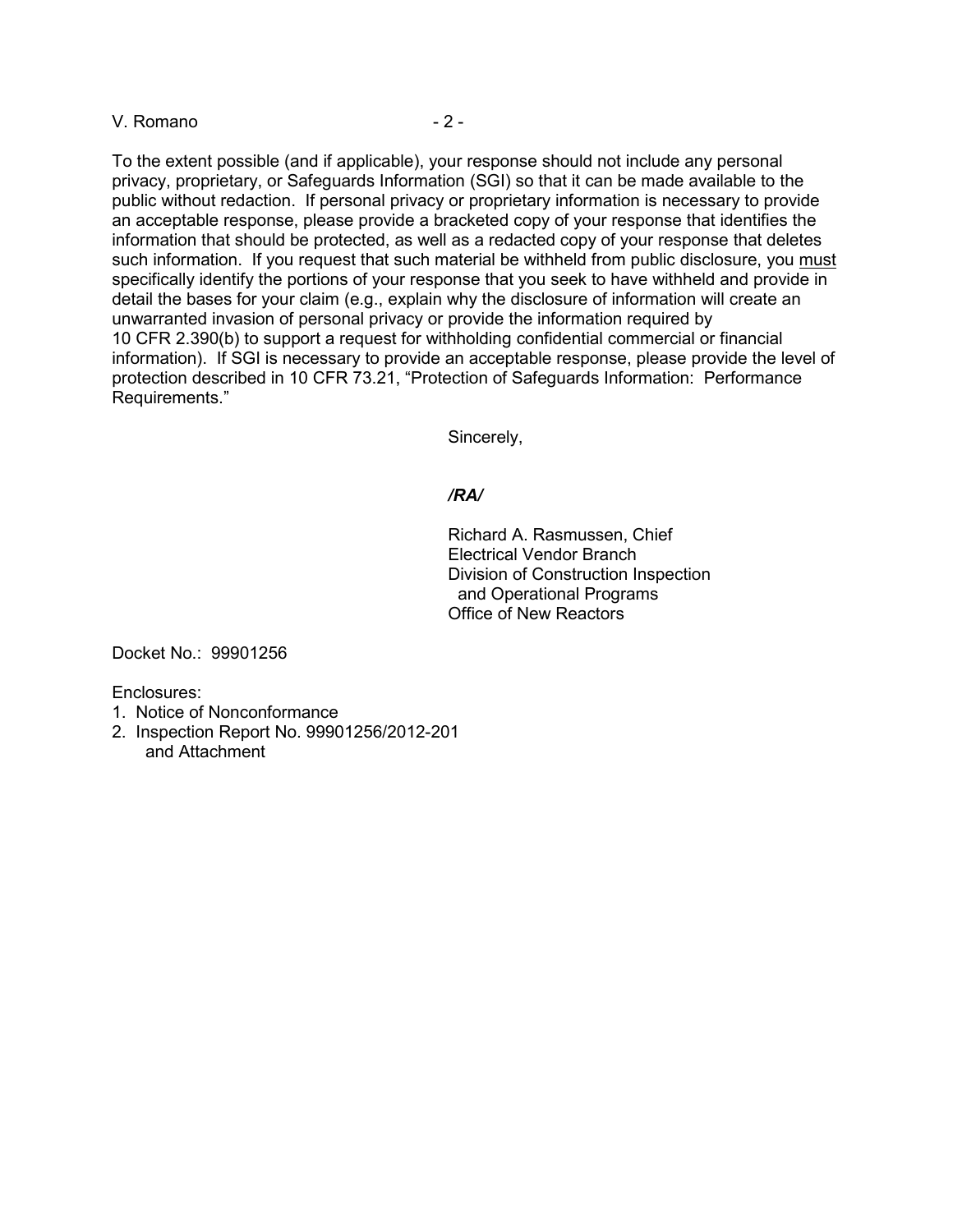To the extent possible (and if applicable), your response should not include any personal privacy, proprietary, or Safeguards Information (SGI) so that it can be made available to the public without redaction. If personal privacy or proprietary information is necessary to provide an acceptable response, please provide a bracketed copy of your response that identifies the information that should be protected, as well as a redacted copy of your response that deletes such information. If you request that such material be withheld from public disclosure, you must specifically identify the portions of your response that you seek to have withheld and provide in detail the bases for your claim (e.g., explain why the disclosure of information will create an unwarranted invasion of personal privacy or provide the information required by 10 CFR 2.390(b) to support a request for withholding confidential commercial or financial information). If SGI is necessary to provide an acceptable response, please provide the level of protection described in 10 CFR 73.21, "Protection of Safeguards Information: Performance Requirements."

Sincerely,

*/RA/*

Richard A. Rasmussen, Chief
Electrical Vendor Branch
Division of Construction Inspection
and Operational Programs
Office of New Reactors

Docket No.: 99901256

Enclosures:
1. Notice of Nonconformance
2. Inspection Report No. 99901256/2012-201
   and Attachment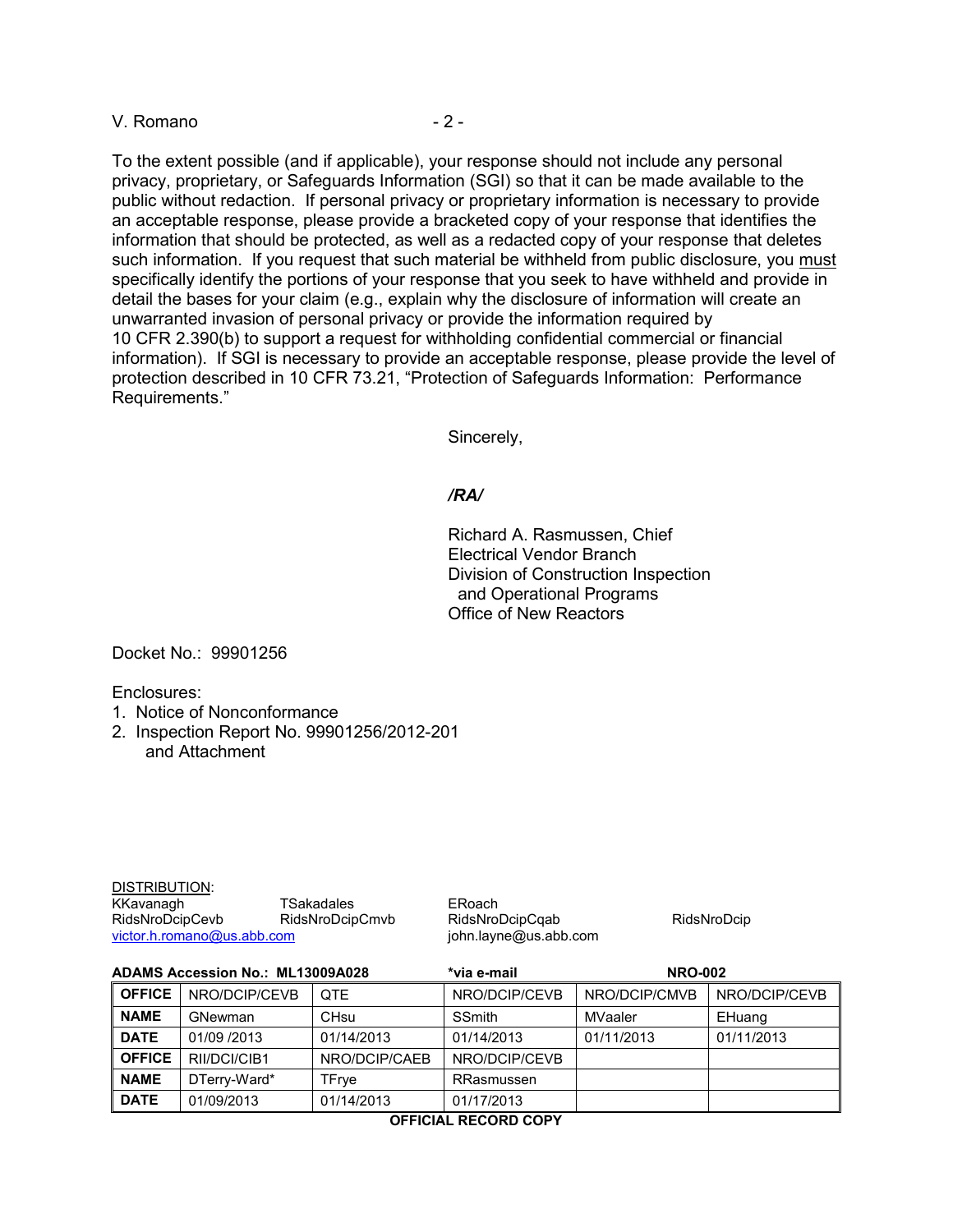To the extent possible (and if applicable), your response should not include any personal privacy, proprietary, or Safeguards Information (SGI) so that it can be made available to the public without redaction. If personal privacy or proprietary information is necessary to provide an acceptable response, please provide a bracketed copy of your response that identifies the information that should be protected, as well as a redacted copy of your response that deletes such information. If you request that such material be withheld from public disclosure, you must specifically identify the portions of your response that you seek to have withheld and provide in detail the bases for your claim (e.g., explain why the disclosure of information will create an unwarranted invasion of personal privacy or provide the information required by 10 CFR 2.390(b) to support a request for withholding confidential commercial or financial information). If SGI is necessary to provide an acceptable response, please provide the level of protection described in 10 CFR 73.21, "Protection of Safeguards Information: Performance Requirements."

Sincerely,

*/RA/*

Richard A. Rasmussen, Chief
Electrical Vendor Branch
Division of Construction Inspection
and Operational Programs
Office of New Reactors

Docket No.: 99901256

Enclosures:
1. Notice of Nonconformance
2. Inspection Report No. 99901256/2012-201
   and Attachment

DISTRIBUTION:
KKavanagh TSakadales ERoach
RidsNroDcipCevb RidsNroDcipCmvb RidsNroDcipCqab RidsNroDcip
victor.h.romano@us.abb.com john.layne@us.abb.com

**ADAMS Accession No.: ML13009A028** **\*via e-mail** **NRO-002**

| **OFFICE** | NRO/DCIP/CEVB | QTE | NRO/DCIP/CEVB | NRO/DCIP/CMVB | NRO/DCIP/CEVB |
|---|---|---|---|---|---|
| **NAME** | GNewman | CHsu | SSmith | MVaaler | EHuang |
| **DATE** | 01/09 /2013 | 01/14/2013 | 01/14/2013 | 01/11/2013 | 01/11/2013 |
| **OFFICE** | RII/DCI/CIB1 | NRO/DCIP/CAEB | NRO/DCIP/CEVB | | |
| **NAME** | DTerry-Ward* | TFrye | RRasmussen | | |
| **DATE** | 01/09/2013 | 01/14/2013 | 01/17/2013 | | |

**OFFICIAL RECORD COPY**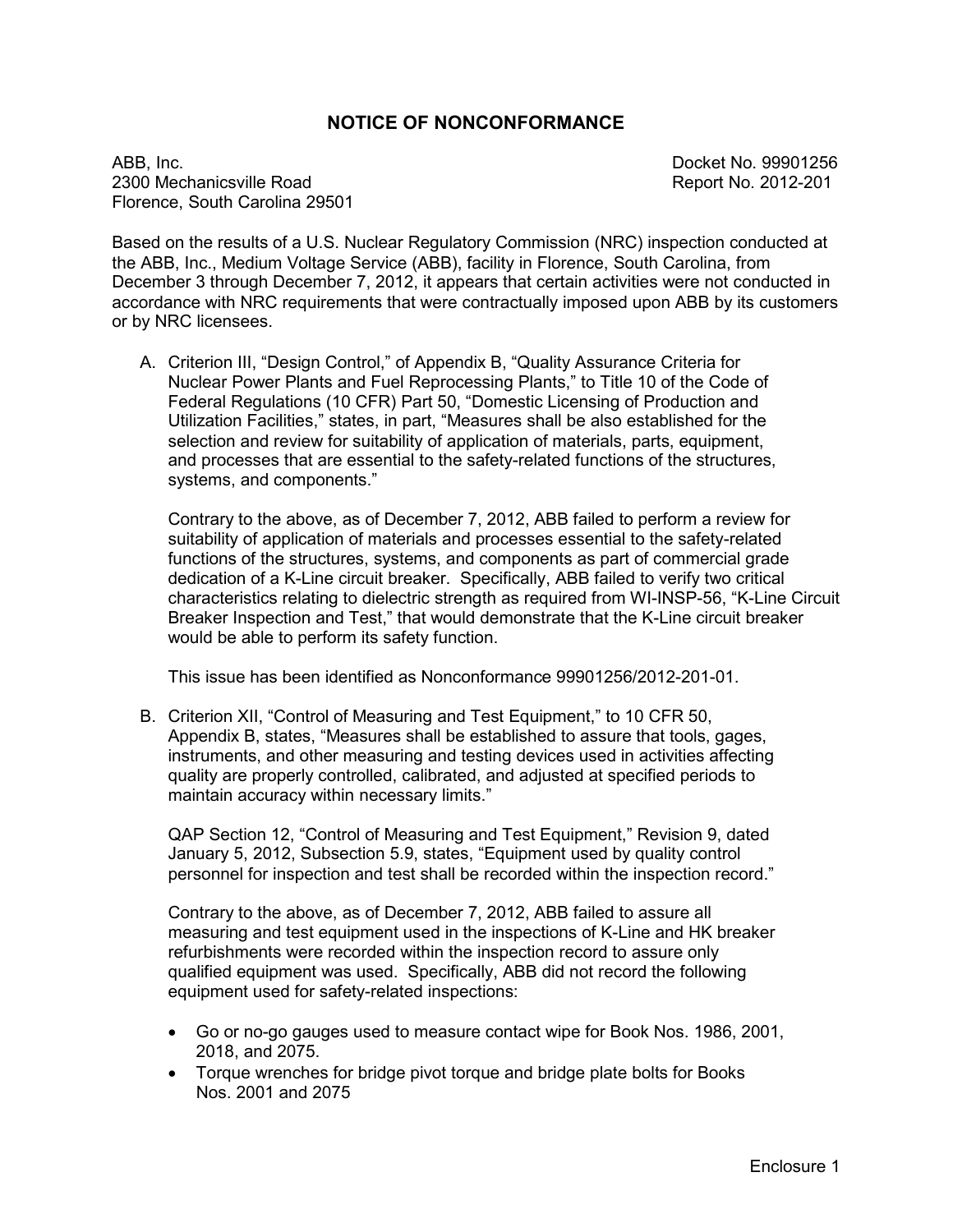# NOTICE OF NONCONFORMANCE

ABB, Inc.
2300 Mechanicsville Road
Florence, South Carolina 29501

Docket No. 99901256
Report No. 2012-201

Based on the results of a U.S. Nuclear Regulatory Commission (NRC) inspection conducted at the ABB, Inc., Medium Voltage Service (ABB), facility in Florence, South Carolina, from December 3 through December 7, 2012, it appears that certain activities were not conducted in accordance with NRC requirements that were contractually imposed upon ABB by its customers or by NRC licensees.

A. Criterion III, "Design Control," of Appendix B, "Quality Assurance Criteria for Nuclear Power Plants and Fuel Reprocessing Plants," to Title 10 of the Code of Federal Regulations (10 CFR) Part 50, "Domestic Licensing of Production and Utilization Facilities," states, in part, "Measures shall be also established for the selection and review for suitability of application of materials, parts, equipment, and processes that are essential to the safety-related functions of the structures, systems, and components."

   Contrary to the above, as of December 7, 2012, ABB failed to perform a review for suitability of application of materials and processes essential to the safety-related functions of the structures, systems, and components as part of commercial grade dedication of a K-Line circuit breaker. Specifically, ABB failed to verify two critical characteristics relating to dielectric strength as required from WI-INSP-56, "K-Line Circuit Breaker Inspection and Test," that would demonstrate that the K-Line circuit breaker would be able to perform its safety function.

   This issue has been identified as Nonconformance 99901256/2012-201-01.

B. Criterion XII, "Control of Measuring and Test Equipment," to 10 CFR 50, Appendix B, states, "Measures shall be established to assure that tools, gages, instruments, and other measuring and testing devices used in activities affecting quality are properly controlled, calibrated, and adjusted at specified periods to maintain accuracy within necessary limits."

   QAP Section 12, "Control of Measuring and Test Equipment," Revision 9, dated January 5, 2012, Subsection 5.9, states, "Equipment used by quality control personnel for inspection and test shall be recorded within the inspection record."

   Contrary to the above, as of December 7, 2012, ABB failed to assure all measuring and test equipment used in the inspections of K-Line and HK breaker refurbishments were recorded within the inspection record to assure only qualified equipment was used. Specifically, ABB did not record the following equipment used for safety-related inspections:

   - Go or no-go gauges used to measure contact wipe for Book Nos. 1986, 2001, 2018, and 2075.
   - Torque wrenches for bridge pivot torque and bridge plate bolts for Books Nos. 2001 and 2075

Enclosure 1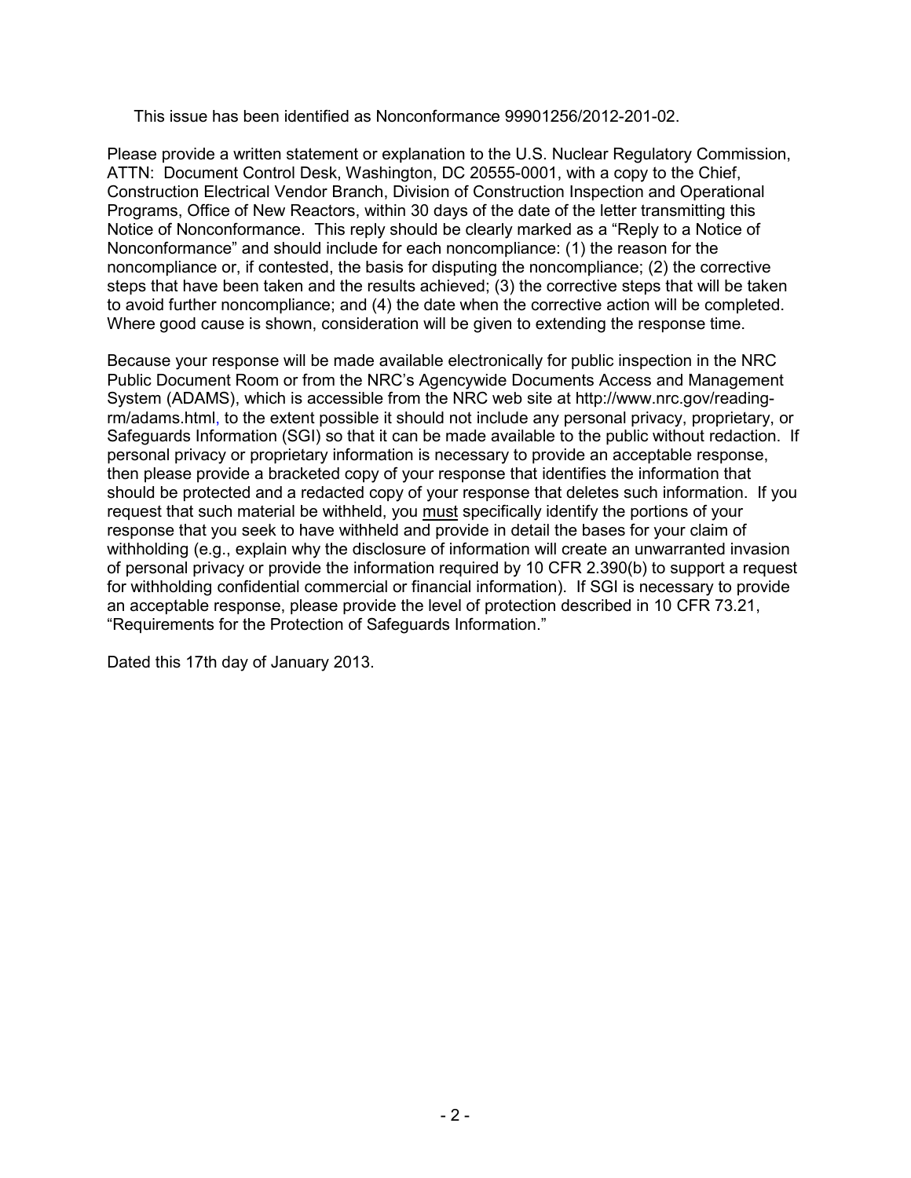This issue has been identified as Nonconformance 99901256/2012-201-02.

Please provide a written statement or explanation to the U.S. Nuclear Regulatory Commission, ATTN: Document Control Desk, Washington, DC 20555-0001, with a copy to the Chief, Construction Electrical Vendor Branch, Division of Construction Inspection and Operational Programs, Office of New Reactors, within 30 days of the date of the letter transmitting this Notice of Nonconformance. This reply should be clearly marked as a "Reply to a Notice of Nonconformance" and should include for each noncompliance: (1) the reason for the noncompliance or, if contested, the basis for disputing the noncompliance; (2) the corrective steps that have been taken and the results achieved; (3) the corrective steps that will be taken to avoid further noncompliance; and (4) the date when the corrective action will be completed. Where good cause is shown, consideration will be given to extending the response time.

Because your response will be made available electronically for public inspection in the NRC Public Document Room or from the NRC's Agencywide Documents Access and Management System (ADAMS), which is accessible from the NRC web site at http://www.nrc.gov/reading-rm/adams.html, to the extent possible it should not include any personal privacy, proprietary, or Safeguards Information (SGI) so that it can be made available to the public without redaction. If personal privacy or proprietary information is necessary to provide an acceptable response, then please provide a bracketed copy of your response that identifies the information that should be protected and a redacted copy of your response that deletes such information. If you request that such material be withheld, you must specifically identify the portions of your response that you seek to have withheld and provide in detail the bases for your claim of withholding (e.g., explain why the disclosure of information will create an unwarranted invasion of personal privacy or provide the information required by 10 CFR 2.390(b) to support a request for withholding confidential commercial or financial information). If SGI is necessary to provide an acceptable response, please provide the level of protection described in 10 CFR 73.21, "Requirements for the Protection of Safeguards Information."

Dated this 17th day of January 2013.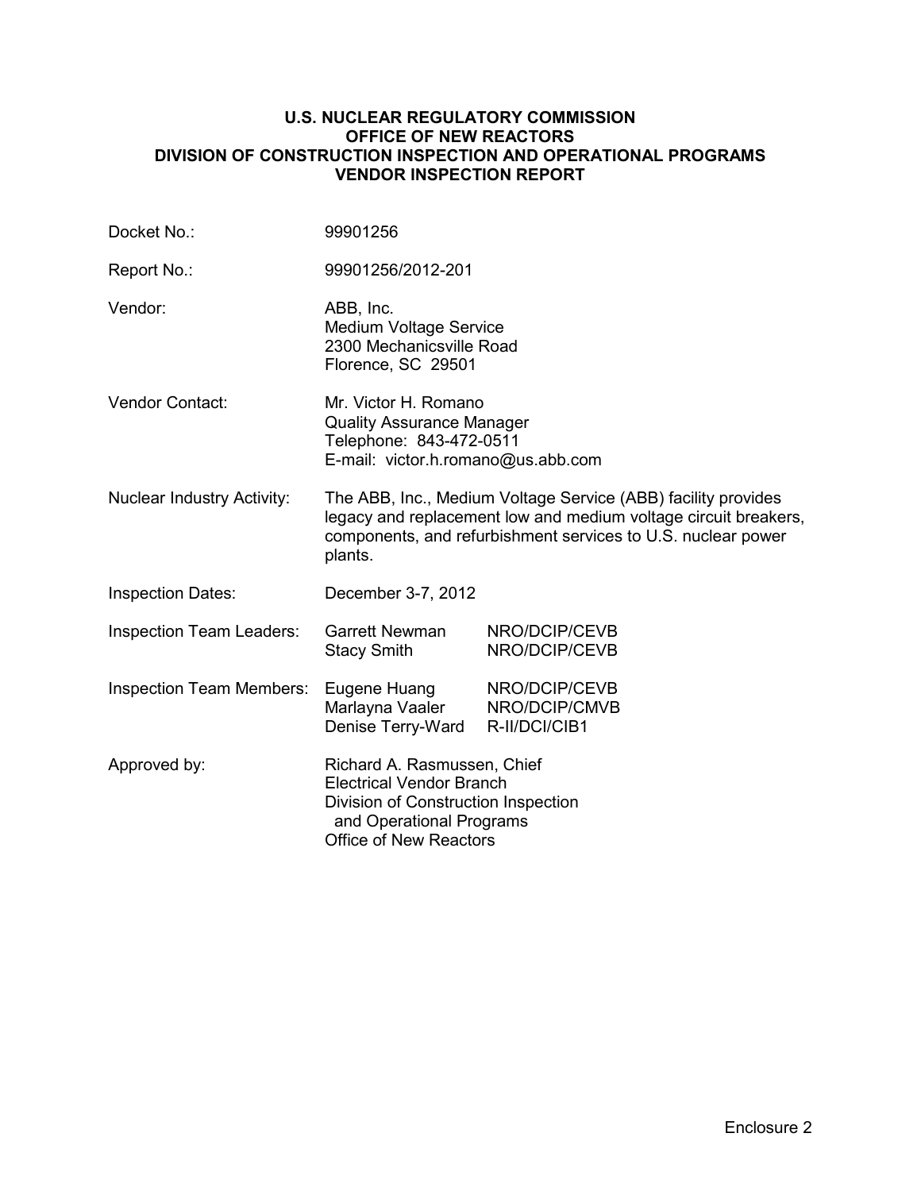**U.S. NUCLEAR REGULATORY COMMISSION**
**OFFICE OF NEW REACTORS**
**DIVISION OF CONSTRUCTION INSPECTION AND OPERATIONAL PROGRAMS**
**VENDOR INSPECTION REPORT**

| | |
|---|---|
| Docket No.: | 99901256 |
| Report No.: | 99901256/2012-201 |
| Vendor: | ABB, Inc.<br>Medium Voltage Service<br>2300 Mechanicsville Road<br>Florence, SC 29501 |
| Vendor Contact: | Mr. Victor H. Romano<br>Quality Assurance Manager<br>Telephone: 843-472-0511<br>E-mail: victor.h.romano@us.abb.com |
| Nuclear Industry Activity: | The ABB, Inc., Medium Voltage Service (ABB) facility provides legacy and replacement low and medium voltage circuit breakers, components, and refurbishment services to U.S. nuclear power plants. |
| Inspection Dates: | December 3-7, 2012 |
| Inspection Team Leaders: | Garrett Newman NRO/DCIP/CEVB<br>Stacy Smith NRO/DCIP/CEVB |
| Inspection Team Members: | Eugene Huang NRO/DCIP/CEVB<br>Marlayna Vaaler NRO/DCIP/CMVB<br>Denise Terry-Ward R-II/DCI/CIB1 |
| Approved by: | Richard A. Rasmussen, Chief<br>Electrical Vendor Branch<br>Division of Construction Inspection and Operational Programs<br>Office of New Reactors |

Enclosure 2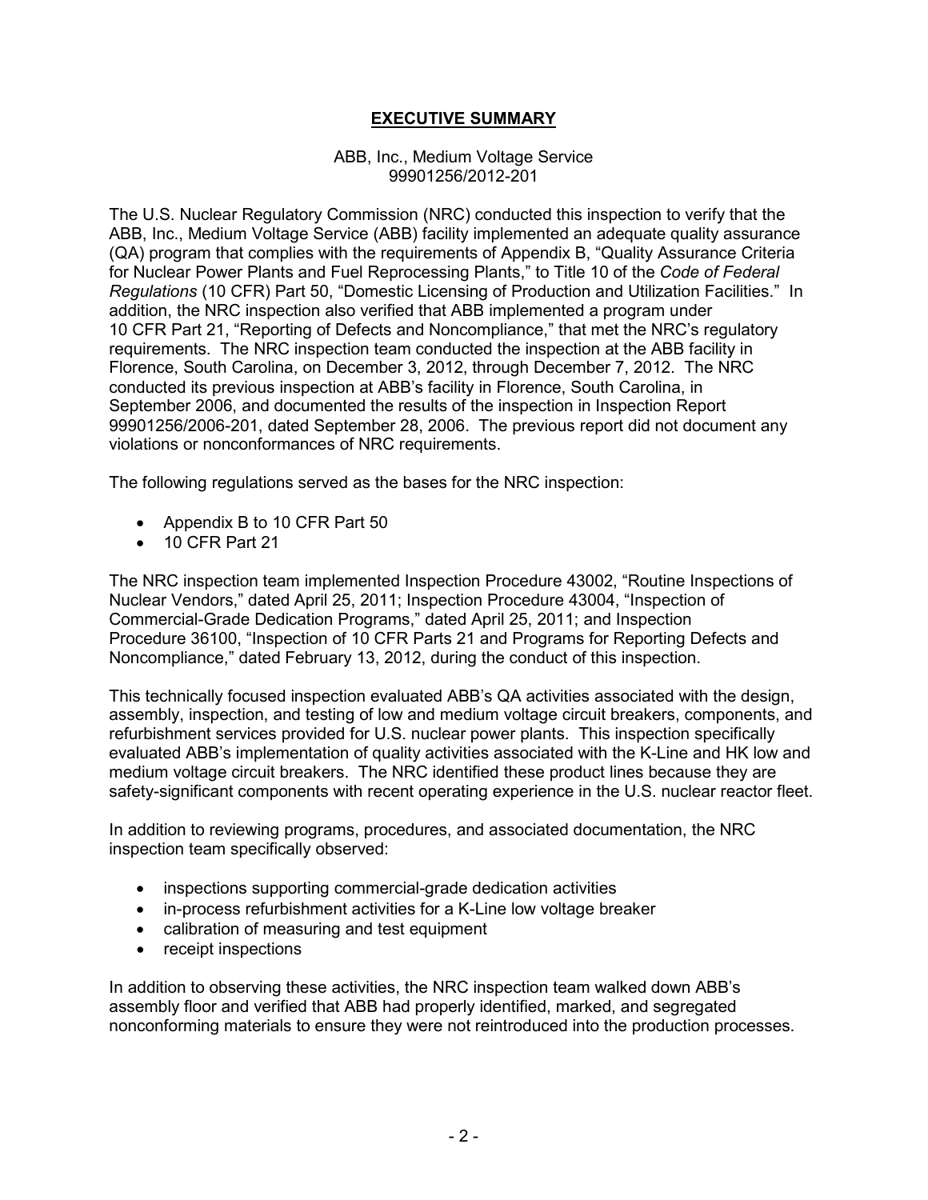## EXECUTIVE SUMMARY

ABB, Inc., Medium Voltage Service
99901256/2012-201

The U.S. Nuclear Regulatory Commission (NRC) conducted this inspection to verify that the ABB, Inc., Medium Voltage Service (ABB) facility implemented an adequate quality assurance (QA) program that complies with the requirements of Appendix B, "Quality Assurance Criteria for Nuclear Power Plants and Fuel Reprocessing Plants," to Title 10 of the *Code of Federal Regulations* (10 CFR) Part 50, "Domestic Licensing of Production and Utilization Facilities." In addition, the NRC inspection also verified that ABB implemented a program under 10 CFR Part 21, "Reporting of Defects and Noncompliance," that met the NRC's regulatory requirements. The NRC inspection team conducted the inspection at the ABB facility in Florence, South Carolina, on December 3, 2012, through December 7, 2012. The NRC conducted its previous inspection at ABB's facility in Florence, South Carolina, in September 2006, and documented the results of the inspection in Inspection Report 99901256/2006-201, dated September 28, 2006. The previous report did not document any violations or nonconformances of NRC requirements.

The following regulations served as the bases for the NRC inspection:

- Appendix B to 10 CFR Part 50
- 10 CFR Part 21

The NRC inspection team implemented Inspection Procedure 43002, "Routine Inspections of Nuclear Vendors," dated April 25, 2011; Inspection Procedure 43004, "Inspection of Commercial-Grade Dedication Programs," dated April 25, 2011; and Inspection Procedure 36100, "Inspection of 10 CFR Parts 21 and Programs for Reporting Defects and Noncompliance," dated February 13, 2012, during the conduct of this inspection.

This technically focused inspection evaluated ABB's QA activities associated with the design, assembly, inspection, and testing of low and medium voltage circuit breakers, components, and refurbishment services provided for U.S. nuclear power plants. This inspection specifically evaluated ABB's implementation of quality activities associated with the K-Line and HK low and medium voltage circuit breakers. The NRC identified these product lines because they are safety-significant components with recent operating experience in the U.S. nuclear reactor fleet.

In addition to reviewing programs, procedures, and associated documentation, the NRC inspection team specifically observed:

- inspections supporting commercial-grade dedication activities
- in-process refurbishment activities for a K-Line low voltage breaker
- calibration of measuring and test equipment
- receipt inspections

In addition to observing these activities, the NRC inspection team walked down ABB's assembly floor and verified that ABB had properly identified, marked, and segregated nonconforming materials to ensure they were not reintroduced into the production processes.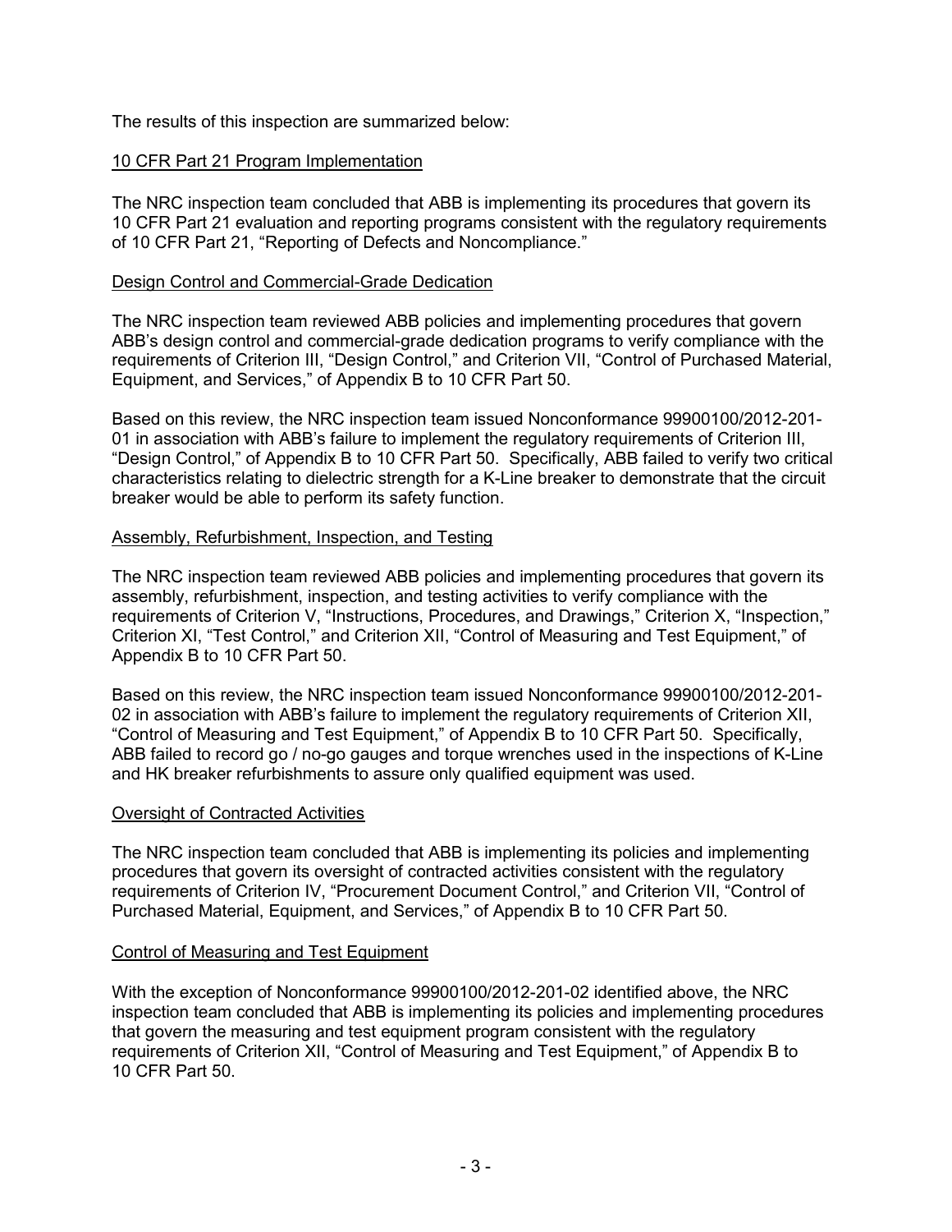The results of this inspection are summarized below:

## 10 CFR Part 21 Program Implementation

The NRC inspection team concluded that ABB is implementing its procedures that govern its 10 CFR Part 21 evaluation and reporting programs consistent with the regulatory requirements of 10 CFR Part 21, "Reporting of Defects and Noncompliance."

## Design Control and Commercial-Grade Dedication

The NRC inspection team reviewed ABB policies and implementing procedures that govern ABB's design control and commercial-grade dedication programs to verify compliance with the requirements of Criterion III, "Design Control," and Criterion VII, "Control of Purchased Material, Equipment, and Services," of Appendix B to 10 CFR Part 50.

Based on this review, the NRC inspection team issued Nonconformance 99900100/2012-201-01 in association with ABB's failure to implement the regulatory requirements of Criterion III, "Design Control," of Appendix B to 10 CFR Part 50. Specifically, ABB failed to verify two critical characteristics relating to dielectric strength for a K-Line breaker to demonstrate that the circuit breaker would be able to perform its safety function.

## Assembly, Refurbishment, Inspection, and Testing

The NRC inspection team reviewed ABB policies and implementing procedures that govern its assembly, refurbishment, inspection, and testing activities to verify compliance with the requirements of Criterion V, "Instructions, Procedures, and Drawings," Criterion X, "Inspection," Criterion XI, "Test Control," and Criterion XII, "Control of Measuring and Test Equipment," of Appendix B to 10 CFR Part 50.

Based on this review, the NRC inspection team issued Nonconformance 99900100/2012-201-02 in association with ABB's failure to implement the regulatory requirements of Criterion XII, "Control of Measuring and Test Equipment," of Appendix B to 10 CFR Part 50. Specifically, ABB failed to record go / no-go gauges and torque wrenches used in the inspections of K-Line and HK breaker refurbishments to assure only qualified equipment was used.

## Oversight of Contracted Activities

The NRC inspection team concluded that ABB is implementing its policies and implementing procedures that govern its oversight of contracted activities consistent with the regulatory requirements of Criterion IV, "Procurement Document Control," and Criterion VII, "Control of Purchased Material, Equipment, and Services," of Appendix B to 10 CFR Part 50.

## Control of Measuring and Test Equipment

With the exception of Nonconformance 99900100/2012-201-02 identified above, the NRC inspection team concluded that ABB is implementing its policies and implementing procedures that govern the measuring and test equipment program consistent with the regulatory requirements of Criterion XII, "Control of Measuring and Test Equipment," of Appendix B to 10 CFR Part 50.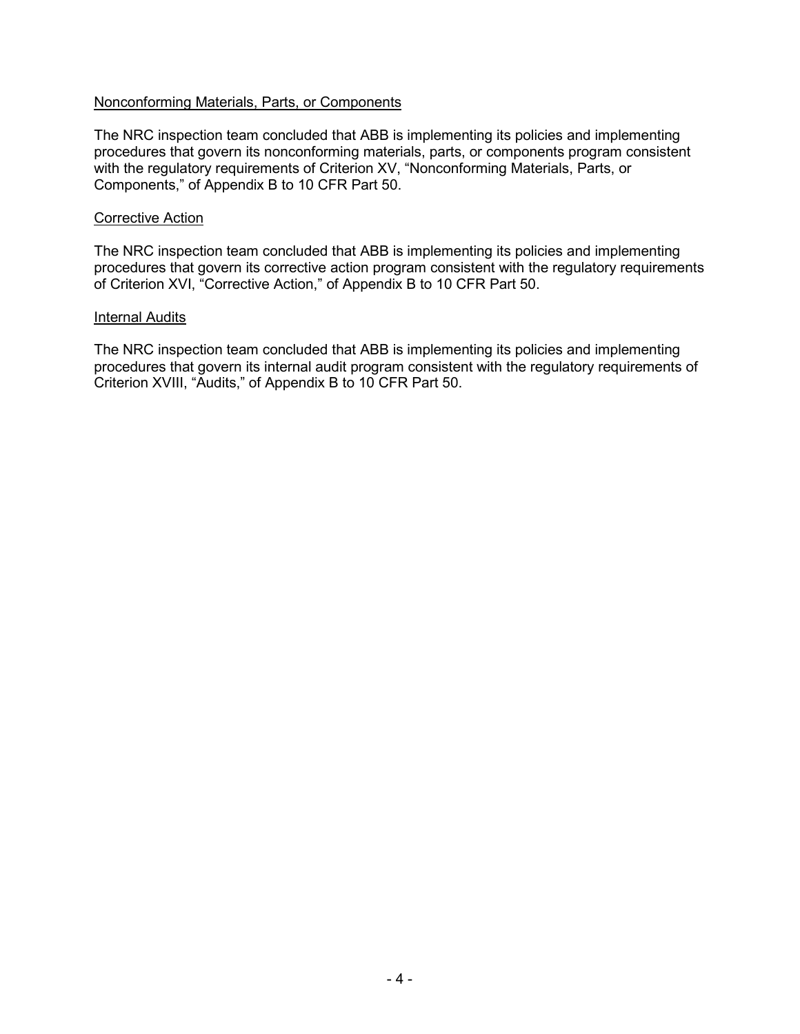Nonconforming Materials, Parts, or Components

The NRC inspection team concluded that ABB is implementing its policies and implementing procedures that govern its nonconforming materials, parts, or components program consistent with the regulatory requirements of Criterion XV, "Nonconforming Materials, Parts, or Components," of Appendix B to 10 CFR Part 50.

Corrective Action

The NRC inspection team concluded that ABB is implementing its policies and implementing procedures that govern its corrective action program consistent with the regulatory requirements of Criterion XVI, "Corrective Action," of Appendix B to 10 CFR Part 50.

Internal Audits

The NRC inspection team concluded that ABB is implementing its policies and implementing procedures that govern its internal audit program consistent with the regulatory requirements of Criterion XVIII, "Audits," of Appendix B to 10 CFR Part 50.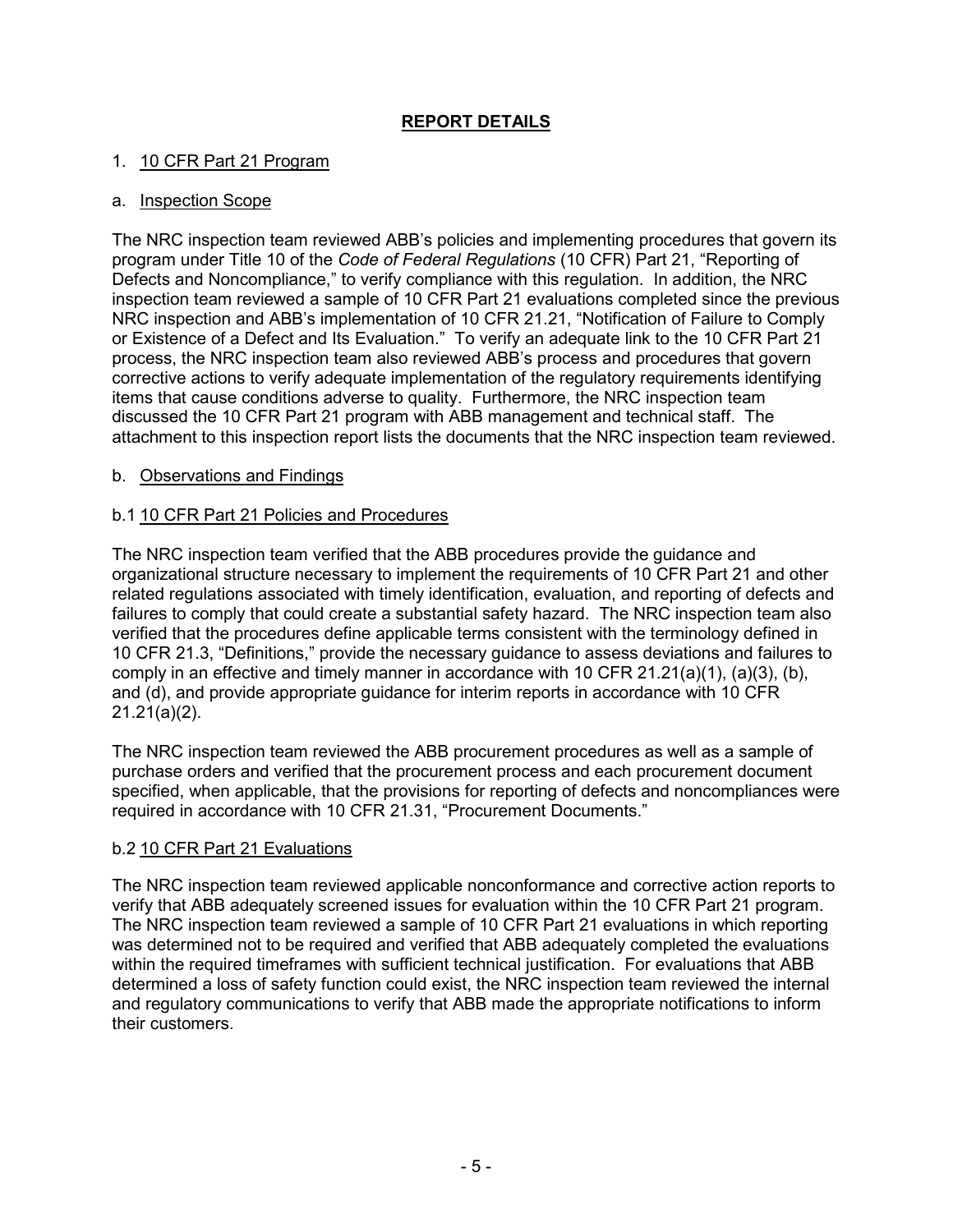## REPORT DETAILS

### 1. 10 CFR Part 21 Program

#### a. Inspection Scope

The NRC inspection team reviewed ABB's policies and implementing procedures that govern its program under Title 10 of the *Code of Federal Regulations* (10 CFR) Part 21, "Reporting of Defects and Noncompliance," to verify compliance with this regulation. In addition, the NRC inspection team reviewed a sample of 10 CFR Part 21 evaluations completed since the previous NRC inspection and ABB's implementation of 10 CFR 21.21, "Notification of Failure to Comply or Existence of a Defect and Its Evaluation." To verify an adequate link to the 10 CFR Part 21 process, the NRC inspection team also reviewed ABB's process and procedures that govern corrective actions to verify adequate implementation of the regulatory requirements identifying items that cause conditions adverse to quality. Furthermore, the NRC inspection team discussed the 10 CFR Part 21 program with ABB management and technical staff. The attachment to this inspection report lists the documents that the NRC inspection team reviewed.

#### b. Observations and Findings

##### b.1 10 CFR Part 21 Policies and Procedures

The NRC inspection team verified that the ABB procedures provide the guidance and organizational structure necessary to implement the requirements of 10 CFR Part 21 and other related regulations associated with timely identification, evaluation, and reporting of defects and failures to comply that could create a substantial safety hazard. The NRC inspection team also verified that the procedures define applicable terms consistent with the terminology defined in 10 CFR 21.3, "Definitions," provide the necessary guidance to assess deviations and failures to comply in an effective and timely manner in accordance with 10 CFR 21.21(a)(1), (a)(3), (b), and (d), and provide appropriate guidance for interim reports in accordance with 10 CFR 21.21(a)(2).

The NRC inspection team reviewed the ABB procurement procedures as well as a sample of purchase orders and verified that the procurement process and each procurement document specified, when applicable, that the provisions for reporting of defects and noncompliances were required in accordance with 10 CFR 21.31, "Procurement Documents."

##### b.2 10 CFR Part 21 Evaluations

The NRC inspection team reviewed applicable nonconformance and corrective action reports to verify that ABB adequately screened issues for evaluation within the 10 CFR Part 21 program. The NRC inspection team reviewed a sample of 10 CFR Part 21 evaluations in which reporting was determined not to be required and verified that ABB adequately completed the evaluations within the required timeframes with sufficient technical justification. For evaluations that ABB determined a loss of safety function could exist, the NRC inspection team reviewed the internal and regulatory communications to verify that ABB made the appropriate notifications to inform their customers.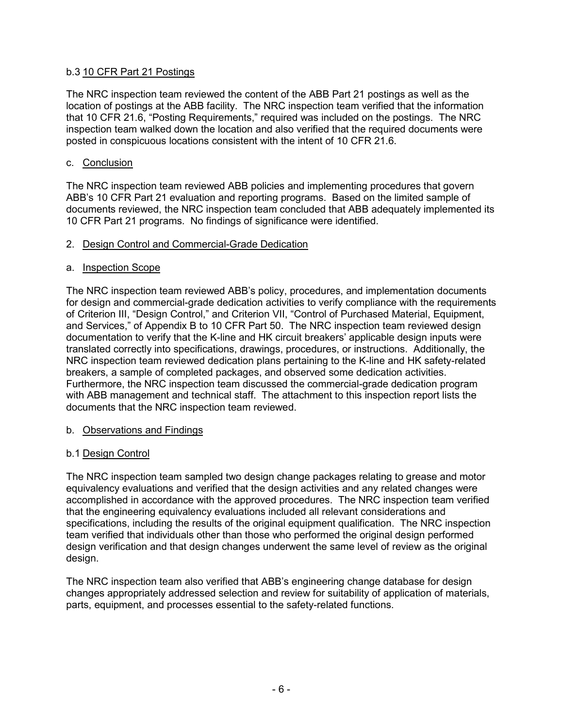b.3 10 CFR Part 21 Postings

The NRC inspection team reviewed the content of the ABB Part 21 postings as well as the location of postings at the ABB facility. The NRC inspection team verified that the information that 10 CFR 21.6, "Posting Requirements," required was included on the postings. The NRC inspection team walked down the location and also verified that the required documents were posted in conspicuous locations consistent with the intent of 10 CFR 21.6.

c. Conclusion

The NRC inspection team reviewed ABB policies and implementing procedures that govern ABB's 10 CFR Part 21 evaluation and reporting programs. Based on the limited sample of documents reviewed, the NRC inspection team concluded that ABB adequately implemented its 10 CFR Part 21 programs. No findings of significance were identified.

2. Design Control and Commercial-Grade Dedication

a. Inspection Scope

The NRC inspection team reviewed ABB's policy, procedures, and implementation documents for design and commercial-grade dedication activities to verify compliance with the requirements of Criterion III, "Design Control," and Criterion VII, "Control of Purchased Material, Equipment, and Services," of Appendix B to 10 CFR Part 50. The NRC inspection team reviewed design documentation to verify that the K-line and HK circuit breakers' applicable design inputs were translated correctly into specifications, drawings, procedures, or instructions. Additionally, the NRC inspection team reviewed dedication plans pertaining to the K-line and HK safety-related breakers, a sample of completed packages, and observed some dedication activities. Furthermore, the NRC inspection team discussed the commercial-grade dedication program with ABB management and technical staff. The attachment to this inspection report lists the documents that the NRC inspection team reviewed.

b. Observations and Findings

b.1 Design Control

The NRC inspection team sampled two design change packages relating to grease and motor equivalency evaluations and verified that the design activities and any related changes were accomplished in accordance with the approved procedures. The NRC inspection team verified that the engineering equivalency evaluations included all relevant considerations and specifications, including the results of the original equipment qualification. The NRC inspection team verified that individuals other than those who performed the original design performed design verification and that design changes underwent the same level of review as the original design.

The NRC inspection team also verified that ABB's engineering change database for design changes appropriately addressed selection and review for suitability of application of materials, parts, equipment, and processes essential to the safety-related functions.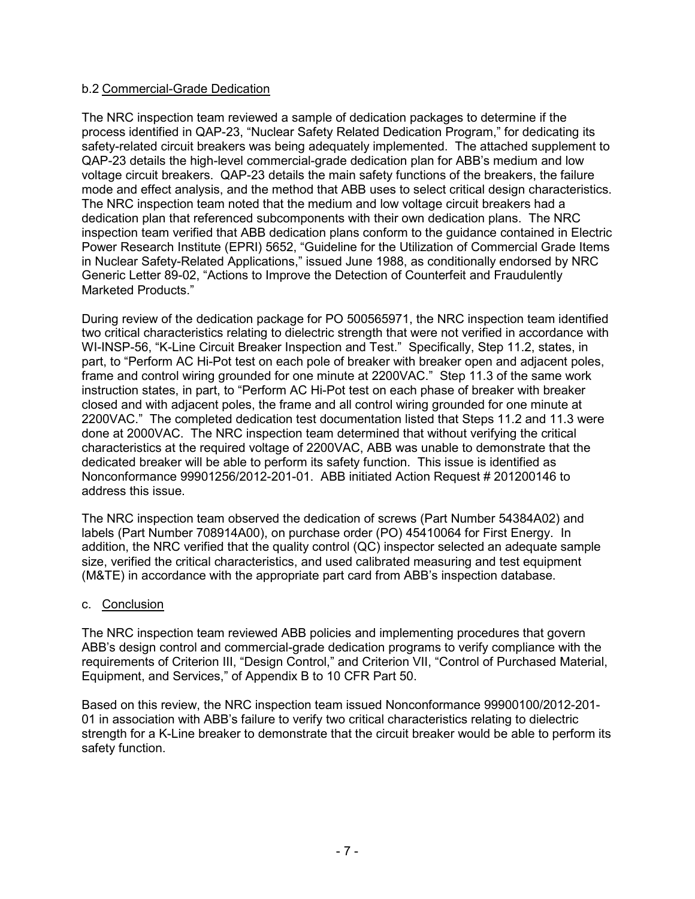b.2 Commercial-Grade Dedication

The NRC inspection team reviewed a sample of dedication packages to determine if the process identified in QAP-23, "Nuclear Safety Related Dedication Program," for dedicating its safety-related circuit breakers was being adequately implemented. The attached supplement to QAP-23 details the high-level commercial-grade dedication plan for ABB's medium and low voltage circuit breakers. QAP-23 details the main safety functions of the breakers, the failure mode and effect analysis, and the method that ABB uses to select critical design characteristics. The NRC inspection team noted that the medium and low voltage circuit breakers had a dedication plan that referenced subcomponents with their own dedication plans. The NRC inspection team verified that ABB dedication plans conform to the guidance contained in Electric Power Research Institute (EPRI) 5652, "Guideline for the Utilization of Commercial Grade Items in Nuclear Safety-Related Applications," issued June 1988, as conditionally endorsed by NRC Generic Letter 89-02, "Actions to Improve the Detection of Counterfeit and Fraudulently Marketed Products."

During review of the dedication package for PO 500565971, the NRC inspection team identified two critical characteristics relating to dielectric strength that were not verified in accordance with WI-INSP-56, "K-Line Circuit Breaker Inspection and Test." Specifically, Step 11.2, states, in part, to "Perform AC Hi-Pot test on each pole of breaker with breaker open and adjacent poles, frame and control wiring grounded for one minute at 2200VAC." Step 11.3 of the same work instruction states, in part, to "Perform AC Hi-Pot test on each phase of breaker with breaker closed and with adjacent poles, the frame and all control wiring grounded for one minute at 2200VAC." The completed dedication test documentation listed that Steps 11.2 and 11.3 were done at 2000VAC. The NRC inspection team determined that without verifying the critical characteristics at the required voltage of 2200VAC, ABB was unable to demonstrate that the dedicated breaker will be able to perform its safety function. This issue is identified as Nonconformance 99901256/2012-201-01. ABB initiated Action Request # 201200146 to address this issue.

The NRC inspection team observed the dedication of screws (Part Number 54384A02) and labels (Part Number 708914A00), on purchase order (PO) 45410064 for First Energy. In addition, the NRC verified that the quality control (QC) inspector selected an adequate sample size, verified the critical characteristics, and used calibrated measuring and test equipment (M&TE) in accordance with the appropriate part card from ABB's inspection database.

c. Conclusion

The NRC inspection team reviewed ABB policies and implementing procedures that govern ABB's design control and commercial-grade dedication programs to verify compliance with the requirements of Criterion III, "Design Control," and Criterion VII, "Control of Purchased Material, Equipment, and Services," of Appendix B to 10 CFR Part 50.

Based on this review, the NRC inspection team issued Nonconformance 99900100/2012-201-01 in association with ABB's failure to verify two critical characteristics relating to dielectric strength for a K-Line breaker to demonstrate that the circuit breaker would be able to perform its safety function.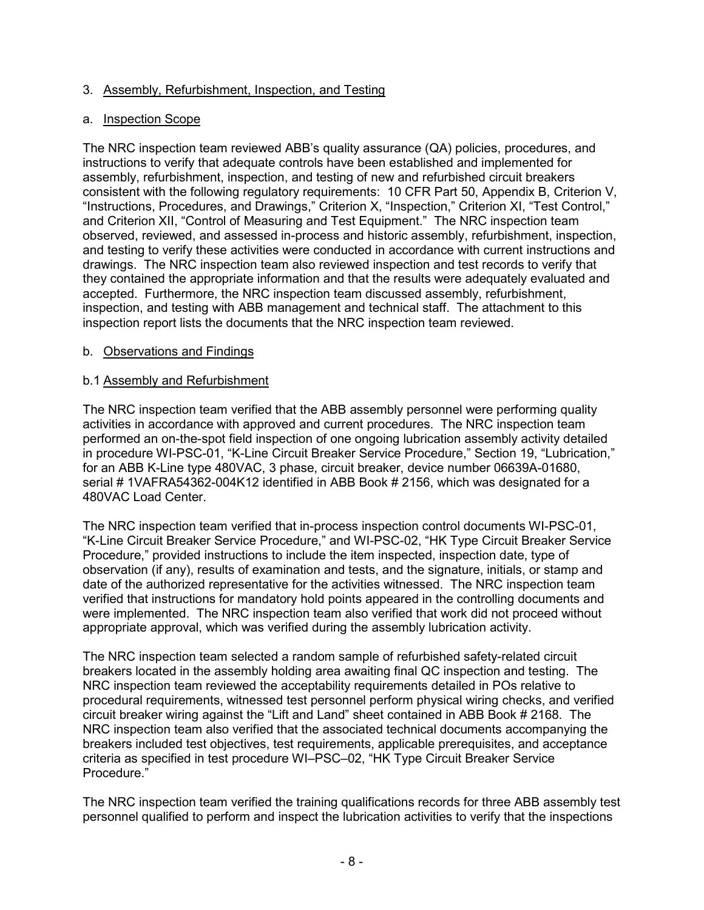3. Assembly, Refurbishment, Inspection, and Testing

a. Inspection Scope

The NRC inspection team reviewed ABB's quality assurance (QA) policies, procedures, and instructions to verify that adequate controls have been established and implemented for assembly, refurbishment, inspection, and testing of new and refurbished circuit breakers consistent with the following regulatory requirements: 10 CFR Part 50, Appendix B, Criterion V, "Instructions, Procedures, and Drawings," Criterion X, "Inspection," Criterion XI, "Test Control," and Criterion XII, "Control of Measuring and Test Equipment." The NRC inspection team observed, reviewed, and assessed in-process and historic assembly, refurbishment, inspection, and testing to verify these activities were conducted in accordance with current instructions and drawings. The NRC inspection team also reviewed inspection and test records to verify that they contained the appropriate information and that the results were adequately evaluated and accepted. Furthermore, the NRC inspection team discussed assembly, refurbishment, inspection, and testing with ABB management and technical staff. The attachment to this inspection report lists the documents that the NRC inspection team reviewed.

b. Observations and Findings

b.1 Assembly and Refurbishment

The NRC inspection team verified that the ABB assembly personnel were performing quality activities in accordance with approved and current procedures. The NRC inspection team performed an on-the-spot field inspection of one ongoing lubrication assembly activity detailed in procedure WI-PSC-01, "K-Line Circuit Breaker Service Procedure," Section 19, "Lubrication," for an ABB K-Line type 480VAC, 3 phase, circuit breaker, device number 06639A-01680, serial # 1VAFRA54362-004K12 identified in ABB Book # 2156, which was designated for a 480VAC Load Center.

The NRC inspection team verified that in-process inspection control documents WI-PSC-01, "K-Line Circuit Breaker Service Procedure," and WI-PSC-02, "HK Type Circuit Breaker Service Procedure," provided instructions to include the item inspected, inspection date, type of observation (if any), results of examination and tests, and the signature, initials, or stamp and date of the authorized representative for the activities witnessed. The NRC inspection team verified that instructions for mandatory hold points appeared in the controlling documents and were implemented. The NRC inspection team also verified that work did not proceed without appropriate approval, which was verified during the assembly lubrication activity.

The NRC inspection team selected a random sample of refurbished safety-related circuit breakers located in the assembly holding area awaiting final QC inspection and testing. The NRC inspection team reviewed the acceptability requirements detailed in POs relative to procedural requirements, witnessed test personnel perform physical wiring checks, and verified circuit breaker wiring against the "Lift and Land" sheet contained in ABB Book # 2168. The NRC inspection team also verified that the associated technical documents accompanying the breakers included test objectives, test requirements, applicable prerequisites, and acceptance criteria as specified in test procedure WI–PSC–02, "HK Type Circuit Breaker Service Procedure."

The NRC inspection team verified the training qualifications records for three ABB assembly test personnel qualified to perform and inspect the lubrication activities to verify that the inspections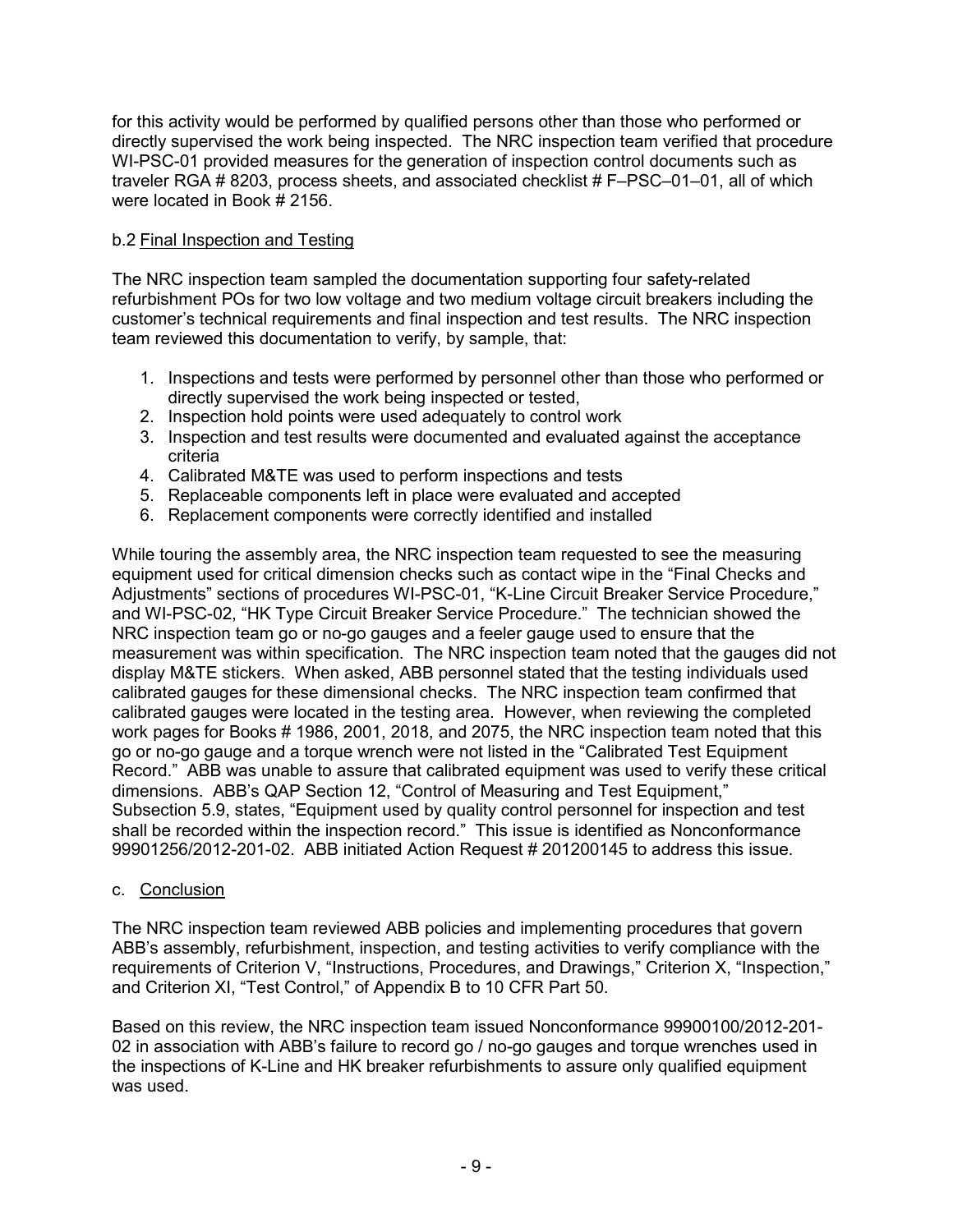for this activity would be performed by qualified persons other than those who performed or directly supervised the work being inspected. The NRC inspection team verified that procedure WI-PSC-01 provided measures for the generation of inspection control documents such as traveler RGA # 8203, process sheets, and associated checklist # F–PSC–01–01, all of which were located in Book # 2156.

### b.2 Final Inspection and Testing

The NRC inspection team sampled the documentation supporting four safety-related refurbishment POs for two low voltage and two medium voltage circuit breakers including the customer's technical requirements and final inspection and test results. The NRC inspection team reviewed this documentation to verify, by sample, that:

1. Inspections and tests were performed by personnel other than those who performed or directly supervised the work being inspected or tested,
2. Inspection hold points were used adequately to control work
3. Inspection and test results were documented and evaluated against the acceptance criteria
4. Calibrated M&TE was used to perform inspections and tests
5. Replaceable components left in place were evaluated and accepted
6. Replacement components were correctly identified and installed

While touring the assembly area, the NRC inspection team requested to see the measuring equipment used for critical dimension checks such as contact wipe in the "Final Checks and Adjustments" sections of procedures WI-PSC-01, "K-Line Circuit Breaker Service Procedure," and WI-PSC-02, "HK Type Circuit Breaker Service Procedure." The technician showed the NRC inspection team go or no-go gauges and a feeler gauge used to ensure that the measurement was within specification. The NRC inspection team noted that the gauges did not display M&TE stickers. When asked, ABB personnel stated that the testing individuals used calibrated gauges for these dimensional checks. The NRC inspection team confirmed that calibrated gauges were located in the testing area. However, when reviewing the completed work pages for Books # 1986, 2001, 2018, and 2075, the NRC inspection team noted that this go or no-go gauge and a torque wrench were not listed in the "Calibrated Test Equipment Record." ABB was unable to assure that calibrated equipment was used to verify these critical dimensions. ABB's QAP Section 12, "Control of Measuring and Test Equipment," Subsection 5.9, states, "Equipment used by quality control personnel for inspection and test shall be recorded within the inspection record." This issue is identified as Nonconformance 99901256/2012-201-02. ABB initiated Action Request # 201200145 to address this issue.

## c. Conclusion

The NRC inspection team reviewed ABB policies and implementing procedures that govern ABB's assembly, refurbishment, inspection, and testing activities to verify compliance with the requirements of Criterion V, "Instructions, Procedures, and Drawings," Criterion X, "Inspection," and Criterion XI, "Test Control," of Appendix B to 10 CFR Part 50.

Based on this review, the NRC inspection team issued Nonconformance 99900100/2012-201-02 in association with ABB's failure to record go / no-go gauges and torque wrenches used in the inspections of K-Line and HK breaker refurbishments to assure only qualified equipment was used.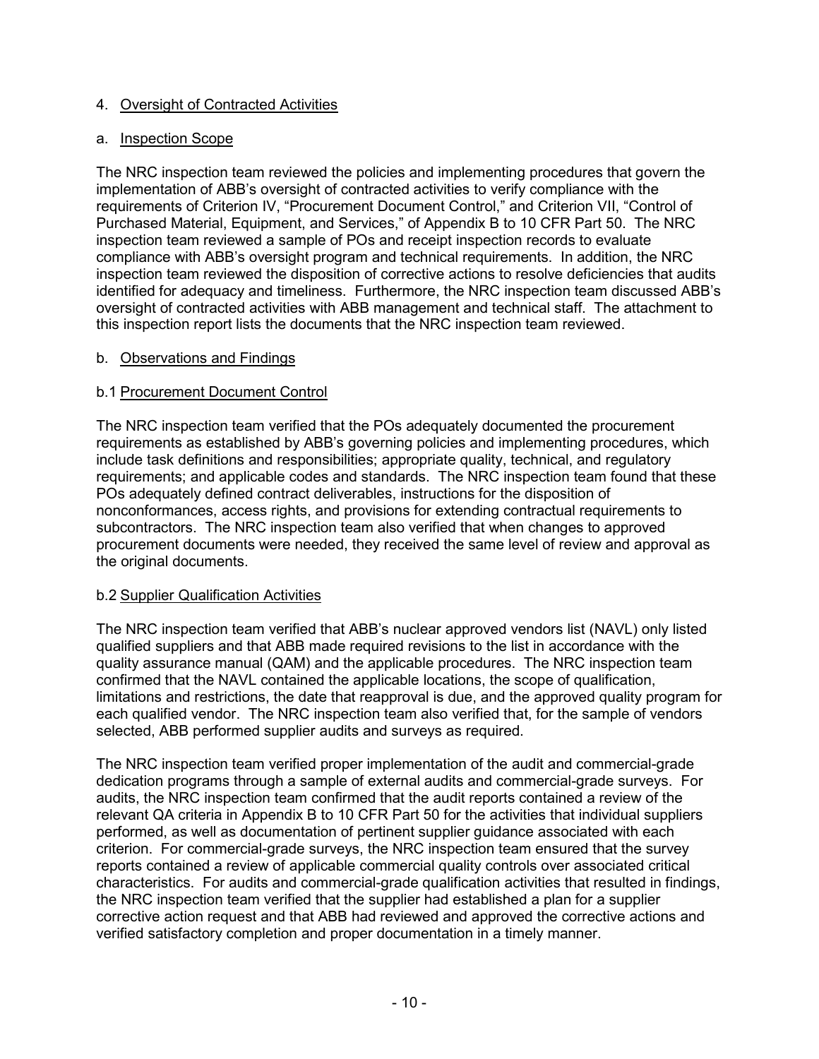## 4. Oversight of Contracted Activities

### a. Inspection Scope

The NRC inspection team reviewed the policies and implementing procedures that govern the implementation of ABB's oversight of contracted activities to verify compliance with the requirements of Criterion IV, "Procurement Document Control," and Criterion VII, "Control of Purchased Material, Equipment, and Services," of Appendix B to 10 CFR Part 50. The NRC inspection team reviewed a sample of POs and receipt inspection records to evaluate compliance with ABB's oversight program and technical requirements. In addition, the NRC inspection team reviewed the disposition of corrective actions to resolve deficiencies that audits identified for adequacy and timeliness. Furthermore, the NRC inspection team discussed ABB's oversight of contracted activities with ABB management and technical staff. The attachment to this inspection report lists the documents that the NRC inspection team reviewed.

### b. Observations and Findings

#### b.1 Procurement Document Control

The NRC inspection team verified that the POs adequately documented the procurement requirements as established by ABB's governing policies and implementing procedures, which include task definitions and responsibilities; appropriate quality, technical, and regulatory requirements; and applicable codes and standards. The NRC inspection team found that these POs adequately defined contract deliverables, instructions for the disposition of nonconformances, access rights, and provisions for extending contractual requirements to subcontractors. The NRC inspection team also verified that when changes to approved procurement documents were needed, they received the same level of review and approval as the original documents.

#### b.2 Supplier Qualification Activities

The NRC inspection team verified that ABB's nuclear approved vendors list (NAVL) only listed qualified suppliers and that ABB made required revisions to the list in accordance with the quality assurance manual (QAM) and the applicable procedures. The NRC inspection team confirmed that the NAVL contained the applicable locations, the scope of qualification, limitations and restrictions, the date that reapproval is due, and the approved quality program for each qualified vendor. The NRC inspection team also verified that, for the sample of vendors selected, ABB performed supplier audits and surveys as required.

The NRC inspection team verified proper implementation of the audit and commercial-grade dedication programs through a sample of external audits and commercial-grade surveys. For audits, the NRC inspection team confirmed that the audit reports contained a review of the relevant QA criteria in Appendix B to 10 CFR Part 50 for the activities that individual suppliers performed, as well as documentation of pertinent supplier guidance associated with each criterion. For commercial-grade surveys, the NRC inspection team ensured that the survey reports contained a review of applicable commercial quality controls over associated critical characteristics. For audits and commercial-grade qualification activities that resulted in findings, the NRC inspection team verified that the supplier had established a plan for a supplier corrective action request and that ABB had reviewed and approved the corrective actions and verified satisfactory completion and proper documentation in a timely manner.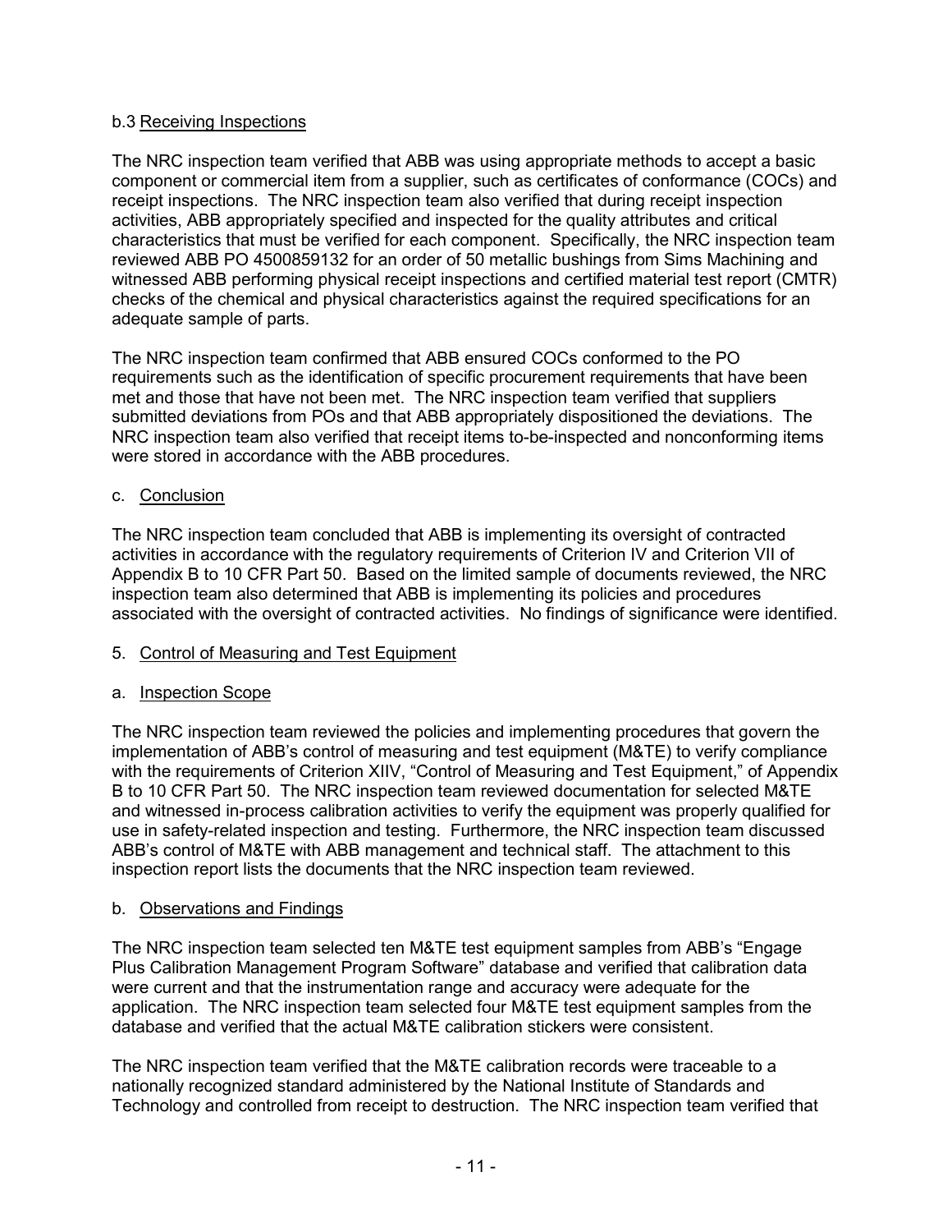b.3 Receiving Inspections

The NRC inspection team verified that ABB was using appropriate methods to accept a basic component or commercial item from a supplier, such as certificates of conformance (COCs) and receipt inspections. The NRC inspection team also verified that during receipt inspection activities, ABB appropriately specified and inspected for the quality attributes and critical characteristics that must be verified for each component. Specifically, the NRC inspection team reviewed ABB PO 4500859132 for an order of 50 metallic bushings from Sims Machining and witnessed ABB performing physical receipt inspections and certified material test report (CMTR) checks of the chemical and physical characteristics against the required specifications for an adequate sample of parts.

The NRC inspection team confirmed that ABB ensured COCs conformed to the PO requirements such as the identification of specific procurement requirements that have been met and those that have not been met. The NRC inspection team verified that suppliers submitted deviations from POs and that ABB appropriately dispositioned the deviations. The NRC inspection team also verified that receipt items to-be-inspected and nonconforming items were stored in accordance with the ABB procedures.

c. Conclusion

The NRC inspection team concluded that ABB is implementing its oversight of contracted activities in accordance with the regulatory requirements of Criterion IV and Criterion VII of Appendix B to 10 CFR Part 50. Based on the limited sample of documents reviewed, the NRC inspection team also determined that ABB is implementing its policies and procedures associated with the oversight of contracted activities. No findings of significance were identified.

## 5. Control of Measuring and Test Equipment

a. Inspection Scope

The NRC inspection team reviewed the policies and implementing procedures that govern the implementation of ABB's control of measuring and test equipment (M&TE) to verify compliance with the requirements of Criterion XIIV, "Control of Measuring and Test Equipment," of Appendix B to 10 CFR Part 50. The NRC inspection team reviewed documentation for selected M&TE and witnessed in-process calibration activities to verify the equipment was properly qualified for use in safety-related inspection and testing. Furthermore, the NRC inspection team discussed ABB's control of M&TE with ABB management and technical staff. The attachment to this inspection report lists the documents that the NRC inspection team reviewed.

b. Observations and Findings

The NRC inspection team selected ten M&TE test equipment samples from ABB's "Engage Plus Calibration Management Program Software" database and verified that calibration data were current and that the instrumentation range and accuracy were adequate for the application. The NRC inspection team selected four M&TE test equipment samples from the database and verified that the actual M&TE calibration stickers were consistent.

The NRC inspection team verified that the M&TE calibration records were traceable to a nationally recognized standard administered by the National Institute of Standards and Technology and controlled from receipt to destruction. The NRC inspection team verified that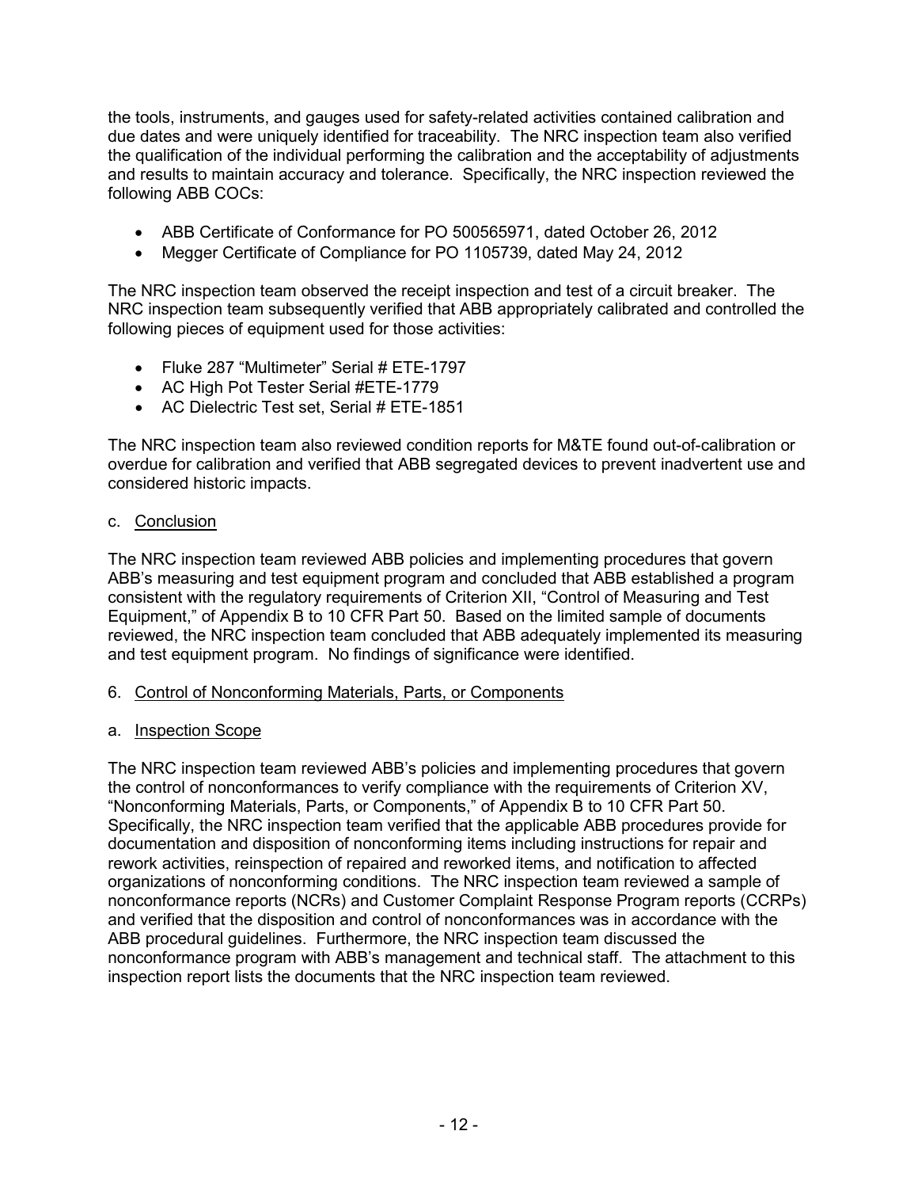the tools, instruments, and gauges used for safety-related activities contained calibration and due dates and were uniquely identified for traceability. The NRC inspection team also verified the qualification of the individual performing the calibration and the acceptability of adjustments and results to maintain accuracy and tolerance. Specifically, the NRC inspection reviewed the following ABB COCs:

- ABB Certificate of Conformance for PO 500565971, dated October 26, 2012
- Megger Certificate of Compliance for PO 1105739, dated May 24, 2012

The NRC inspection team observed the receipt inspection and test of a circuit breaker. The NRC inspection team subsequently verified that ABB appropriately calibrated and controlled the following pieces of equipment used for those activities:

- Fluke 287 "Multimeter" Serial # ETE-1797
- AC High Pot Tester Serial #ETE-1779
- AC Dielectric Test set, Serial # ETE-1851

The NRC inspection team also reviewed condition reports for M&TE found out-of-calibration or overdue for calibration and verified that ABB segregated devices to prevent inadvertent use and considered historic impacts.

c. Conclusion

The NRC inspection team reviewed ABB policies and implementing procedures that govern ABB's measuring and test equipment program and concluded that ABB established a program consistent with the regulatory requirements of Criterion XII, "Control of Measuring and Test Equipment," of Appendix B to 10 CFR Part 50. Based on the limited sample of documents reviewed, the NRC inspection team concluded that ABB adequately implemented its measuring and test equipment program. No findings of significance were identified.

6. Control of Nonconforming Materials, Parts, or Components

a. Inspection Scope

The NRC inspection team reviewed ABB's policies and implementing procedures that govern the control of nonconformances to verify compliance with the requirements of Criterion XV, "Nonconforming Materials, Parts, or Components," of Appendix B to 10 CFR Part 50. Specifically, the NRC inspection team verified that the applicable ABB procedures provide for documentation and disposition of nonconforming items including instructions for repair and rework activities, reinspection of repaired and reworked items, and notification to affected organizations of nonconforming conditions. The NRC inspection team reviewed a sample of nonconformance reports (NCRs) and Customer Complaint Response Program reports (CCRPs) and verified that the disposition and control of nonconformances was in accordance with the ABB procedural guidelines. Furthermore, the NRC inspection team discussed the nonconformance program with ABB's management and technical staff. The attachment to this inspection report lists the documents that the NRC inspection team reviewed.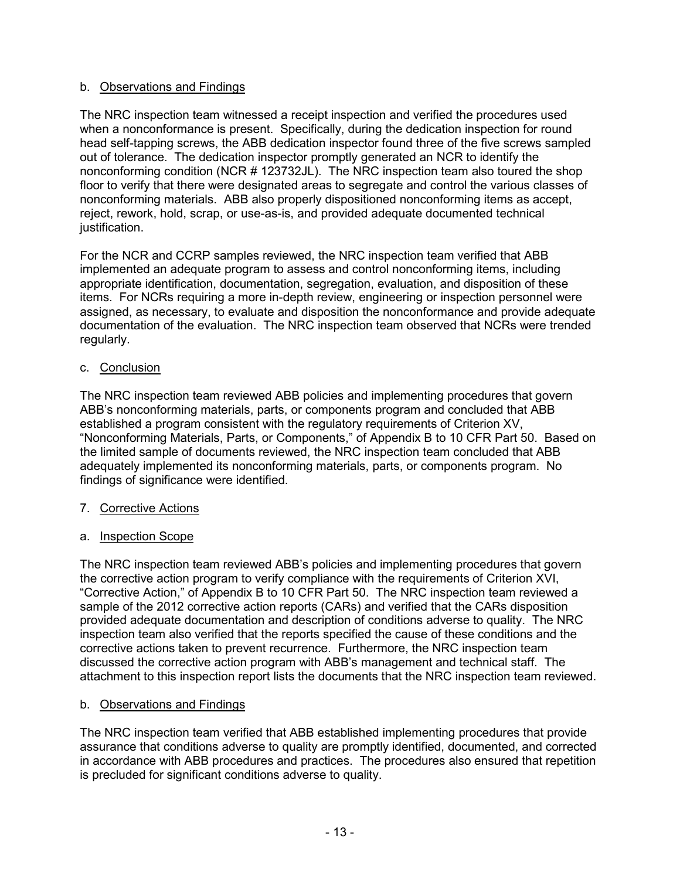b. Observations and Findings

The NRC inspection team witnessed a receipt inspection and verified the procedures used when a nonconformance is present. Specifically, during the dedication inspection for round head self-tapping screws, the ABB dedication inspector found three of the five screws sampled out of tolerance. The dedication inspector promptly generated an NCR to identify the nonconforming condition (NCR # 123732JL). The NRC inspection team also toured the shop floor to verify that there were designated areas to segregate and control the various classes of nonconforming materials. ABB also properly dispositioned nonconforming items as accept, reject, rework, hold, scrap, or use-as-is, and provided adequate documented technical justification.

For the NCR and CCRP samples reviewed, the NRC inspection team verified that ABB implemented an adequate program to assess and control nonconforming items, including appropriate identification, documentation, segregation, evaluation, and disposition of these items. For NCRs requiring a more in-depth review, engineering or inspection personnel were assigned, as necessary, to evaluate and disposition the nonconformance and provide adequate documentation of the evaluation. The NRC inspection team observed that NCRs were trended regularly.

c. Conclusion

The NRC inspection team reviewed ABB policies and implementing procedures that govern ABB's nonconforming materials, parts, or components program and concluded that ABB established a program consistent with the regulatory requirements of Criterion XV, "Nonconforming Materials, Parts, or Components," of Appendix B to 10 CFR Part 50. Based on the limited sample of documents reviewed, the NRC inspection team concluded that ABB adequately implemented its nonconforming materials, parts, or components program. No findings of significance were identified.

7. Corrective Actions

a. Inspection Scope

The NRC inspection team reviewed ABB's policies and implementing procedures that govern the corrective action program to verify compliance with the requirements of Criterion XVI, "Corrective Action," of Appendix B to 10 CFR Part 50. The NRC inspection team reviewed a sample of the 2012 corrective action reports (CARs) and verified that the CARs disposition provided adequate documentation and description of conditions adverse to quality. The NRC inspection team also verified that the reports specified the cause of these conditions and the corrective actions taken to prevent recurrence. Furthermore, the NRC inspection team discussed the corrective action program with ABB's management and technical staff. The attachment to this inspection report lists the documents that the NRC inspection team reviewed.

b. Observations and Findings

The NRC inspection team verified that ABB established implementing procedures that provide assurance that conditions adverse to quality are promptly identified, documented, and corrected in accordance with ABB procedures and practices. The procedures also ensured that repetition is precluded for significant conditions adverse to quality.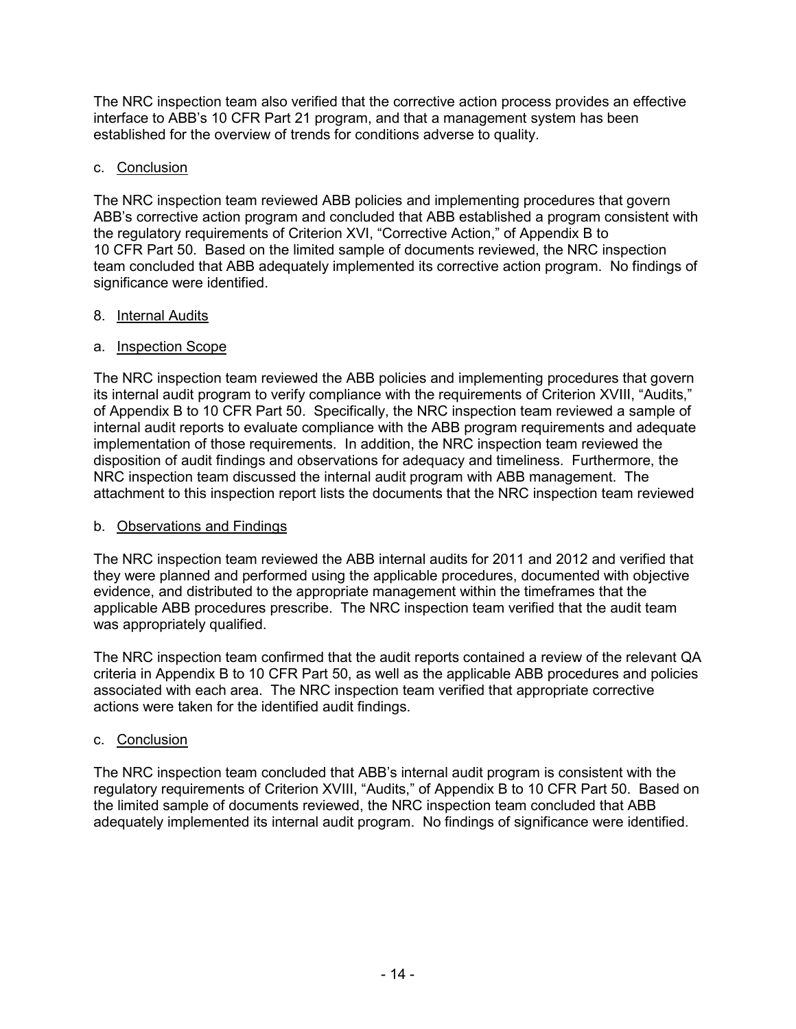The NRC inspection team also verified that the corrective action process provides an effective interface to ABB's 10 CFR Part 21 program, and that a management system has been established for the overview of trends for conditions adverse to quality.

c. Conclusion

The NRC inspection team reviewed ABB policies and implementing procedures that govern ABB's corrective action program and concluded that ABB established a program consistent with the regulatory requirements of Criterion XVI, "Corrective Action," of Appendix B to 10 CFR Part 50. Based on the limited sample of documents reviewed, the NRC inspection team concluded that ABB adequately implemented its corrective action program. No findings of significance were identified.

8. Internal Audits

a. Inspection Scope

The NRC inspection team reviewed the ABB policies and implementing procedures that govern its internal audit program to verify compliance with the requirements of Criterion XVIII, "Audits," of Appendix B to 10 CFR Part 50. Specifically, the NRC inspection team reviewed a sample of internal audit reports to evaluate compliance with the ABB program requirements and adequate implementation of those requirements. In addition, the NRC inspection team reviewed the disposition of audit findings and observations for adequacy and timeliness. Furthermore, the NRC inspection team discussed the internal audit program with ABB management. The attachment to this inspection report lists the documents that the NRC inspection team reviewed

b. Observations and Findings

The NRC inspection team reviewed the ABB internal audits for 2011 and 2012 and verified that they were planned and performed using the applicable procedures, documented with objective evidence, and distributed to the appropriate management within the timeframes that the applicable ABB procedures prescribe. The NRC inspection team verified that the audit team was appropriately qualified.

The NRC inspection team confirmed that the audit reports contained a review of the relevant QA criteria in Appendix B to 10 CFR Part 50, as well as the applicable ABB procedures and policies associated with each area. The NRC inspection team verified that appropriate corrective actions were taken for the identified audit findings.

c. Conclusion

The NRC inspection team concluded that ABB's internal audit program is consistent with the regulatory requirements of Criterion XVIII, "Audits," of Appendix B to 10 CFR Part 50. Based on the limited sample of documents reviewed, the NRC inspection team concluded that ABB adequately implemented its internal audit program. No findings of significance were identified.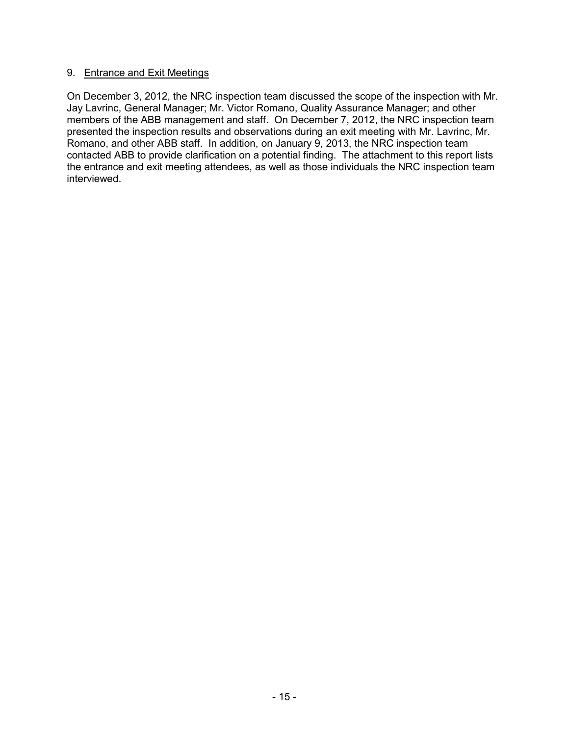## 9. Entrance and Exit Meetings

On December 3, 2012, the NRC inspection team discussed the scope of the inspection with Mr. Jay Lavrinc, General Manager; Mr. Victor Romano, Quality Assurance Manager; and other members of the ABB management and staff. On December 7, 2012, the NRC inspection team presented the inspection results and observations during an exit meeting with Mr. Lavrinc, Mr. Romano, and other ABB staff. In addition, on January 9, 2013, the NRC inspection team contacted ABB to provide clarification on a potential finding. The attachment to this report lists the entrance and exit meeting attendees, as well as those individuals the NRC inspection team interviewed.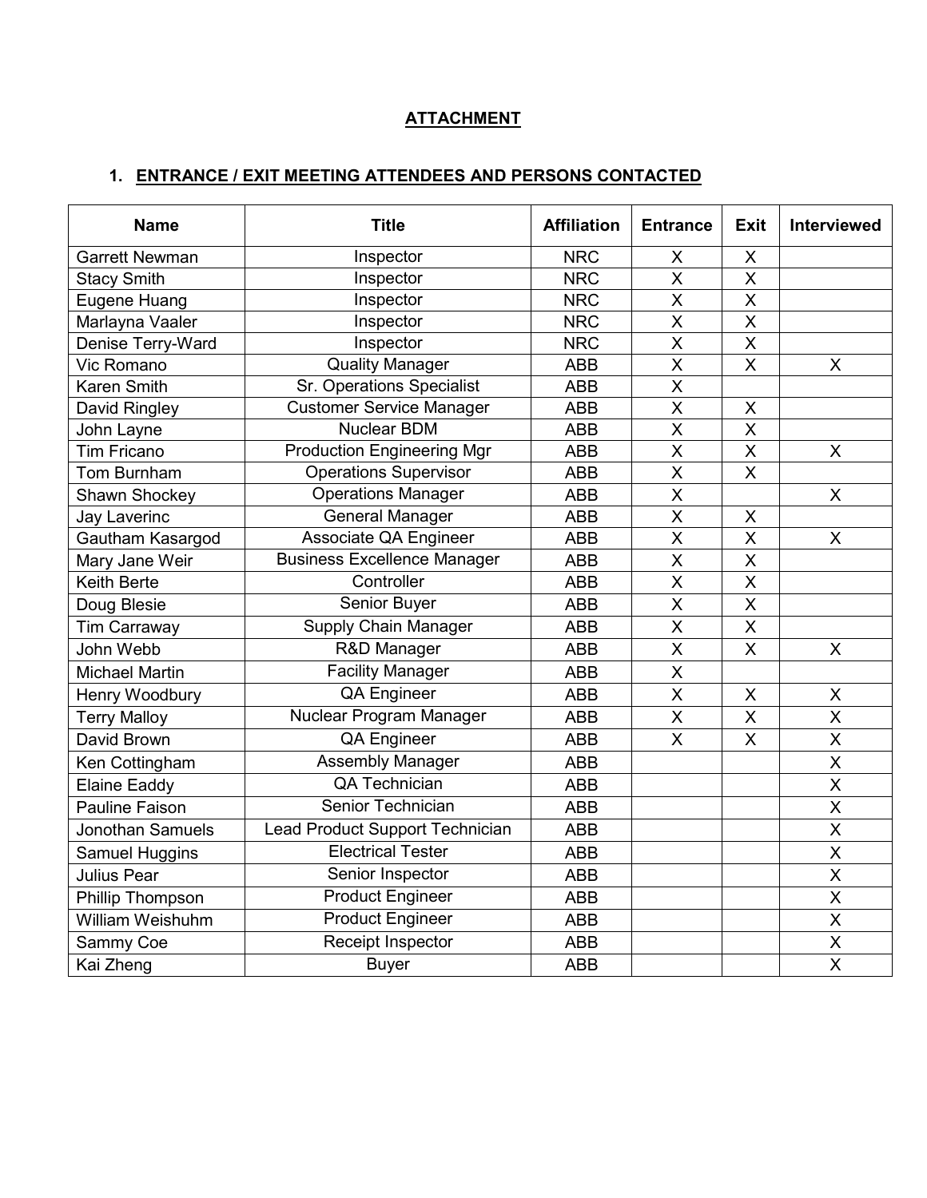## ATTACHMENT

### 1. ENTRANCE / EXIT MEETING ATTENDEES AND PERSONS CONTACTED

| Name | Title | Affiliation | Entrance | Exit | Interviewed |
|---|---|---|---|---|---|
| Garrett Newman | Inspector | NRC | X | X | |
| Stacy Smith | Inspector | NRC | X | X | |
| Eugene Huang | Inspector | NRC | X | X | |
| Marlayna Vaaler | Inspector | NRC | X | X | |
| Denise Terry-Ward | Inspector | NRC | X | X | |
| Vic Romano | Quality Manager | ABB | X | X | X |
| Karen Smith | Sr. Operations Specialist | ABB | X | | |
| David Ringley | Customer Service Manager | ABB | X | X | |
| John Layne | Nuclear BDM | ABB | X | X | |
| Tim Fricano | Production Engineering Mgr | ABB | X | X | X |
| Tom Burnham | Operations Supervisor | ABB | X | X | |
| Shawn Shockey | Operations Manager | ABB | X | | X |
| Jay Laverinc | General Manager | ABB | X | X | |
| Gautham Kasargod | Associate QA Engineer | ABB | X | X | X |
| Mary Jane Weir | Business Excellence Manager | ABB | X | X | |
| Keith Berte | Controller | ABB | X | X | |
| Doug Blesie | Senior Buyer | ABB | X | X | |
| Tim Carraway | Supply Chain Manager | ABB | X | X | |
| John Webb | R&D Manager | ABB | X | X | X |
| Michael Martin | Facility Manager | ABB | X | | |
| Henry Woodbury | QA Engineer | ABB | X | X | X |
| Terry Malloy | Nuclear Program Manager | ABB | X | X | X |
| David Brown | QA Engineer | ABB | X | X | X |
| Ken Cottingham | Assembly Manager | ABB | | | X |
| Elaine Eaddy | QA Technician | ABB | | | X |
| Pauline Faison | Senior Technician | ABB | | | X |
| Jonothan Samuels | Lead Product Support Technician | ABB | | | X |
| Samuel Huggins | Electrical Tester | ABB | | | X |
| Julius Pear | Senior Inspector | ABB | | | X |
| Phillip Thompson | Product Engineer | ABB | | | X |
| William Weishuhm | Product Engineer | ABB | | | X |
| Sammy Coe | Receipt Inspector | ABB | | | X |
| Kai Zheng | Buyer | ABB | | | X |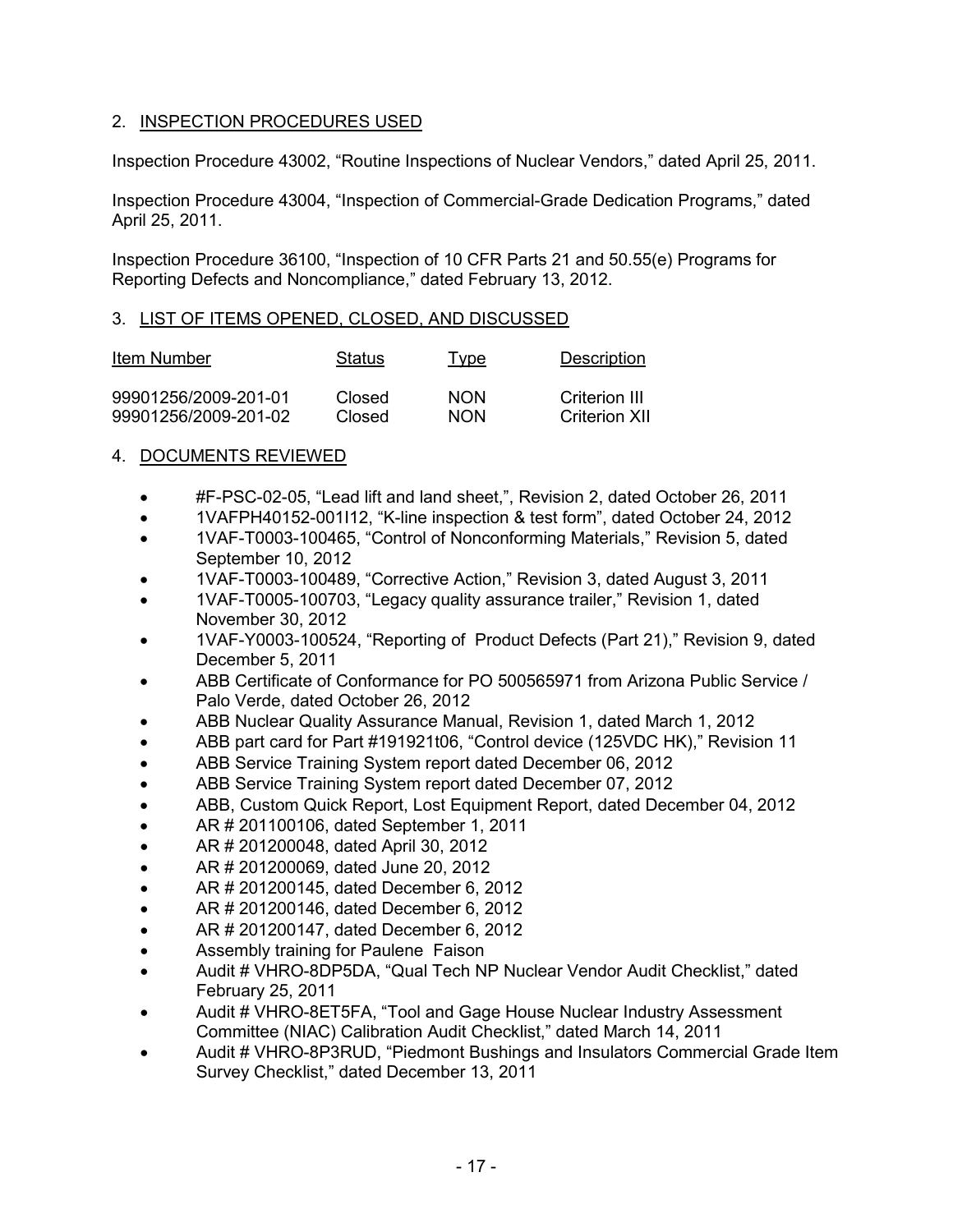## 2. INSPECTION PROCEDURES USED

Inspection Procedure 43002, "Routine Inspections of Nuclear Vendors," dated April 25, 2011.

Inspection Procedure 43004, "Inspection of Commercial-Grade Dedication Programs," dated April 25, 2011.

Inspection Procedure 36100, "Inspection of 10 CFR Parts 21 and 50.55(e) Programs for Reporting Defects and Noncompliance," dated February 13, 2012.

## 3. LIST OF ITEMS OPENED, CLOSED, AND DISCUSSED

| Item Number | Status | Type | Description |
|---|---|---|---|
| 99901256/2009-201-01 | Closed | NON | Criterion III |
| 99901256/2009-201-02 | Closed | NON | Criterion XII |

## 4. DOCUMENTS REVIEWED

- #F-PSC-02-05, "Lead lift and land sheet,", Revision 2, dated October 26, 2011
- 1VAFPH40152-001I12, "K-line inspection & test form", dated October 24, 2012
- 1VAF-T0003-100465, "Control of Nonconforming Materials," Revision 5, dated September 10, 2012
- 1VAF-T0003-100489, "Corrective Action," Revision 3, dated August 3, 2011
- 1VAF-T0005-100703, "Legacy quality assurance trailer," Revision 1, dated November 30, 2012
- 1VAF-Y0003-100524, "Reporting of Product Defects (Part 21)," Revision 9, dated December 5, 2011
- ABB Certificate of Conformance for PO 500565971 from Arizona Public Service / Palo Verde, dated October 26, 2012
- ABB Nuclear Quality Assurance Manual, Revision 1, dated March 1, 2012
- ABB part card for Part #191921t06, "Control device (125VDC HK)," Revision 11
- ABB Service Training System report dated December 06, 2012
- ABB Service Training System report dated December 07, 2012
- ABB, Custom Quick Report, Lost Equipment Report, dated December 04, 2012
- AR # 201100106, dated September 1, 2011
- AR # 201200048, dated April 30, 2012
- AR # 201200069, dated June 20, 2012
- AR # 201200145, dated December 6, 2012
- AR # 201200146, dated December 6, 2012
- AR # 201200147, dated December 6, 2012
- Assembly training for Paulene Faison
- Audit # VHRO-8DP5DA, "Qual Tech NP Nuclear Vendor Audit Checklist," dated February 25, 2011
- Audit # VHRO-8ET5FA, "Tool and Gage House Nuclear Industry Assessment Committee (NIAC) Calibration Audit Checklist," dated March 14, 2011
- Audit # VHRO-8P3RUD, "Piedmont Bushings and Insulators Commercial Grade Item Survey Checklist," dated December 13, 2011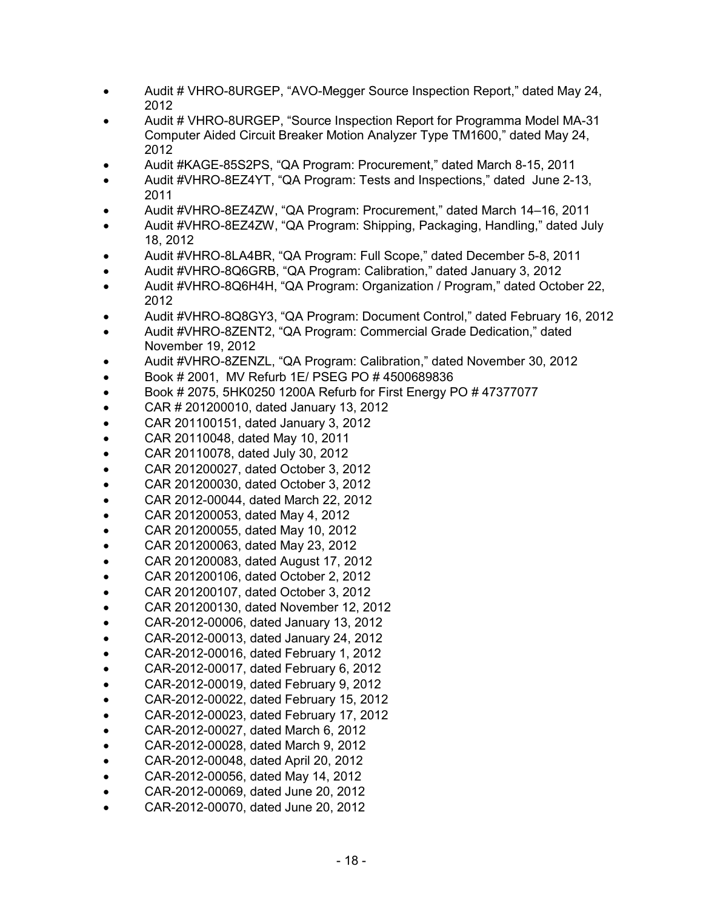- Audit # VHRO-8URGEP, "AVO-Megger Source Inspection Report," dated May 24, 2012
- Audit # VHRO-8URGEP, "Source Inspection Report for Programma Model MA-31 Computer Aided Circuit Breaker Motion Analyzer Type TM1600," dated May 24, 2012
- Audit #KAGE-85S2PS, "QA Program: Procurement," dated March 8-15, 2011
- Audit #VHRO-8EZ4YT, "QA Program: Tests and Inspections," dated June 2-13, 2011
- Audit #VHRO-8EZ4ZW, "QA Program: Procurement," dated March 14–16, 2011
- Audit #VHRO-8EZ4ZW, "QA Program: Shipping, Packaging, Handling," dated July 18, 2012
- Audit #VHRO-8LA4BR, "QA Program: Full Scope," dated December 5-8, 2011
- Audit #VHRO-8Q6GRB, "QA Program: Calibration," dated January 3, 2012
- Audit #VHRO-8Q6H4H, "QA Program: Organization / Program," dated October 22, 2012
- Audit #VHRO-8Q8GY3, "QA Program: Document Control," dated February 16, 2012
- Audit #VHRO-8ZENT2, "QA Program: Commercial Grade Dedication," dated November 19, 2012
- Audit #VHRO-8ZENZL, "QA Program: Calibration," dated November 30, 2012
- Book # 2001, MV Refurb 1E/ PSEG PO # 4500689836
- Book # 2075, 5HK0250 1200A Refurb for First Energy PO # 47377077
- CAR # 201200010, dated January 13, 2012
- CAR 201100151, dated January 3, 2012
- CAR 20110048, dated May 10, 2011
- CAR 20110078, dated July 30, 2012
- CAR 201200027, dated October 3, 2012
- CAR 201200030, dated October 3, 2012
- CAR 2012-00044, dated March 22, 2012
- CAR 201200053, dated May 4, 2012
- CAR 201200055, dated May 10, 2012
- CAR 201200063, dated May 23, 2012
- CAR 201200083, dated August 17, 2012
- CAR 201200106, dated October 2, 2012
- CAR 201200107, dated October 3, 2012
- CAR 201200130, dated November 12, 2012
- CAR-2012-00006, dated January 13, 2012
- CAR-2012-00013, dated January 24, 2012
- CAR-2012-00016, dated February 1, 2012
- CAR-2012-00017, dated February 6, 2012
- CAR-2012-00019, dated February 9, 2012
- CAR-2012-00022, dated February 15, 2012
- CAR-2012-00023, dated February 17, 2012
- CAR-2012-00027, dated March 6, 2012
- CAR-2012-00028, dated March 9, 2012
- CAR-2012-00048, dated April 20, 2012
- CAR-2012-00056, dated May 14, 2012
- CAR-2012-00069, dated June 20, 2012
- CAR-2012-00070, dated June 20, 2012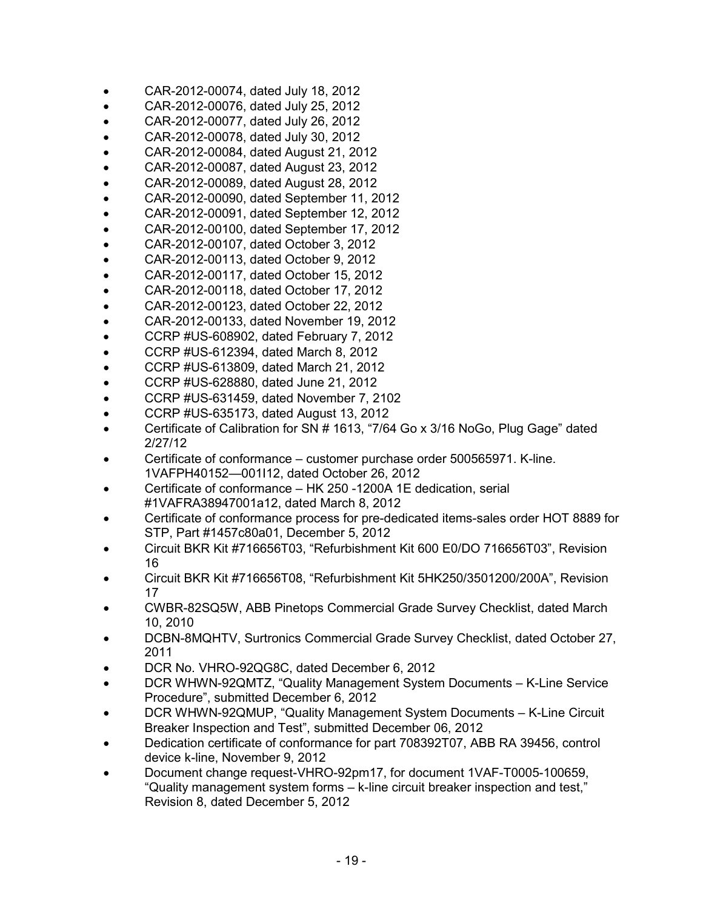- CAR-2012-00074, dated July 18, 2012
- CAR-2012-00076, dated July 25, 2012
- CAR-2012-00077, dated July 26, 2012
- CAR-2012-00078, dated July 30, 2012
- CAR-2012-00084, dated August 21, 2012
- CAR-2012-00087, dated August 23, 2012
- CAR-2012-00089, dated August 28, 2012
- CAR-2012-00090, dated September 11, 2012
- CAR-2012-00091, dated September 12, 2012
- CAR-2012-00100, dated September 17, 2012
- CAR-2012-00107, dated October 3, 2012
- CAR-2012-00113, dated October 9, 2012
- CAR-2012-00117, dated October 15, 2012
- CAR-2012-00118, dated October 17, 2012
- CAR-2012-00123, dated October 22, 2012
- CAR-2012-00133, dated November 19, 2012
- CCRP #US-608902, dated February 7, 2012
- CCRP #US-612394, dated March 8, 2012
- CCRP #US-613809, dated March 21, 2012
- CCRP #US-628880, dated June 21, 2012
- CCRP #US-631459, dated November 7, 2102
- CCRP #US-635173, dated August 13, 2012
- Certificate of Calibration for SN # 1613, "7/64 Go x 3/16 NoGo, Plug Gage" dated 2/27/12
- Certificate of conformance – customer purchase order 500565971. K-line. 1VAFPH40152—001I12, dated October 26, 2012
- Certificate of conformance – HK 250 -1200A 1E dedication, serial #1VAFRA38947001a12, dated March 8, 2012
- Certificate of conformance process for pre-dedicated items-sales order HOT 8889 for STP, Part #1457c80a01, December 5, 2012
- Circuit BKR Kit #716656T03, "Refurbishment Kit 600 E0/DO 716656T03", Revision 16
- Circuit BKR Kit #716656T08, "Refurbishment Kit 5HK250/3501200/200A", Revision 17
- CWBR-82SQ5W, ABB Pinetops Commercial Grade Survey Checklist, dated March 10, 2010
- DCBN-8MQHTV, Surtronics Commercial Grade Survey Checklist, dated October 27, 2011
- DCR No. VHRO-92QG8C, dated December 6, 2012
- DCR WHWN-92QMTZ, "Quality Management System Documents – K-Line Service Procedure", submitted December 6, 2012
- DCR WHWN-92QMUP, "Quality Management System Documents – K-Line Circuit Breaker Inspection and Test", submitted December 06, 2012
- Dedication certificate of conformance for part 708392T07, ABB RA 39456, control device k-line, November 9, 2012
- Document change request-VHRO-92pm17, for document 1VAF-T0005-100659, "Quality management system forms – k-line circuit breaker inspection and test," Revision 8, dated December 5, 2012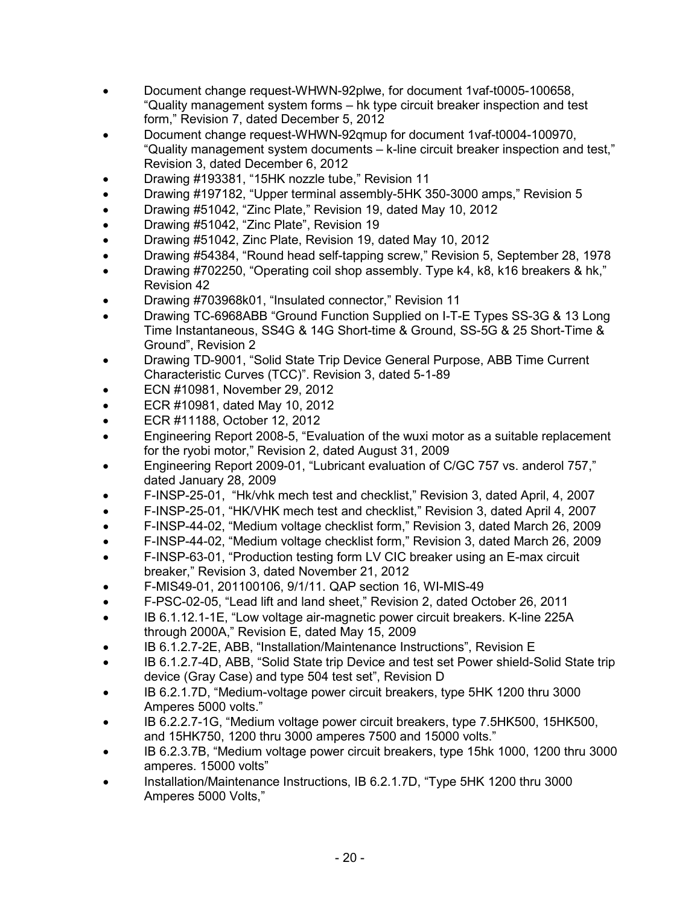- Document change request-WHWN-92plwe, for document 1vaf-t0005-100658, "Quality management system forms – hk type circuit breaker inspection and test form," Revision 7, dated December 5, 2012
- Document change request-WHWN-92qmup for document 1vaf-t0004-100970, "Quality management system documents – k-line circuit breaker inspection and test," Revision 3, dated December 6, 2012
- Drawing #193381, "15HK nozzle tube," Revision 11
- Drawing #197182, "Upper terminal assembly-5HK 350-3000 amps," Revision 5
- Drawing #51042, "Zinc Plate," Revision 19, dated May 10, 2012
- Drawing #51042, "Zinc Plate", Revision 19
- Drawing #51042, Zinc Plate, Revision 19, dated May 10, 2012
- Drawing #54384, "Round head self-tapping screw," Revision 5, September 28, 1978
- Drawing #702250, "Operating coil shop assembly. Type k4, k8, k16 breakers & hk," Revision 42
- Drawing #703968k01, "Insulated connector," Revision 11
- Drawing TC-6968ABB "Ground Function Supplied on I-T-E Types SS-3G & 13 Long Time Instantaneous, SS4G & 14G Short-time & Ground, SS-5G & 25 Short-Time & Ground", Revision 2
- Drawing TD-9001, "Solid State Trip Device General Purpose, ABB Time Current Characteristic Curves (TCC)". Revision 3, dated 5-1-89
- ECN #10981, November 29, 2012
- ECR #10981, dated May 10, 2012
- ECR #11188, October 12, 2012
- Engineering Report 2008-5, "Evaluation of the wuxi motor as a suitable replacement for the ryobi motor," Revision 2, dated August 31, 2009
- Engineering Report 2009-01, "Lubricant evaluation of C/GC 757 vs. anderol 757," dated January 28, 2009
- F-INSP-25-01, "Hk/vhk mech test and checklist," Revision 3, dated April, 4, 2007
- F-INSP-25-01, "HK/VHK mech test and checklist," Revision 3, dated April 4, 2007
- F-INSP-44-02, "Medium voltage checklist form," Revision 3, dated March 26, 2009
- F-INSP-44-02, "Medium voltage checklist form," Revision 3, dated March 26, 2009
- F-INSP-63-01, "Production testing form LV CIC breaker using an E-max circuit breaker," Revision 3, dated November 21, 2012
- F-MIS49-01, 201100106, 9/1/11. QAP section 16, WI-MIS-49
- F-PSC-02-05, "Lead lift and land sheet," Revision 2, dated October 26, 2011
- IB 6.1.12.1-1E, "Low voltage air-magnetic power circuit breakers. K-line 225A through 2000A," Revision E, dated May 15, 2009
- IB 6.1.2.7-2E, ABB, "Installation/Maintenance Instructions", Revision E
- IB 6.1.2.7-4D, ABB, "Solid State trip Device and test set Power shield-Solid State trip device (Gray Case) and type 504 test set", Revision D
- IB 6.2.1.7D, "Medium-voltage power circuit breakers, type 5HK 1200 thru 3000 Amperes 5000 volts."
- IB 6.2.2.7-1G, "Medium voltage power circuit breakers, type 7.5HK500, 15HK500, and 15HK750, 1200 thru 3000 amperes 7500 and 15000 volts."
- IB 6.2.3.7B, "Medium voltage power circuit breakers, type 15hk 1000, 1200 thru 3000 amperes. 15000 volts"
- Installation/Maintenance Instructions, IB 6.2.1.7D, "Type 5HK 1200 thru 3000 Amperes 5000 Volts,"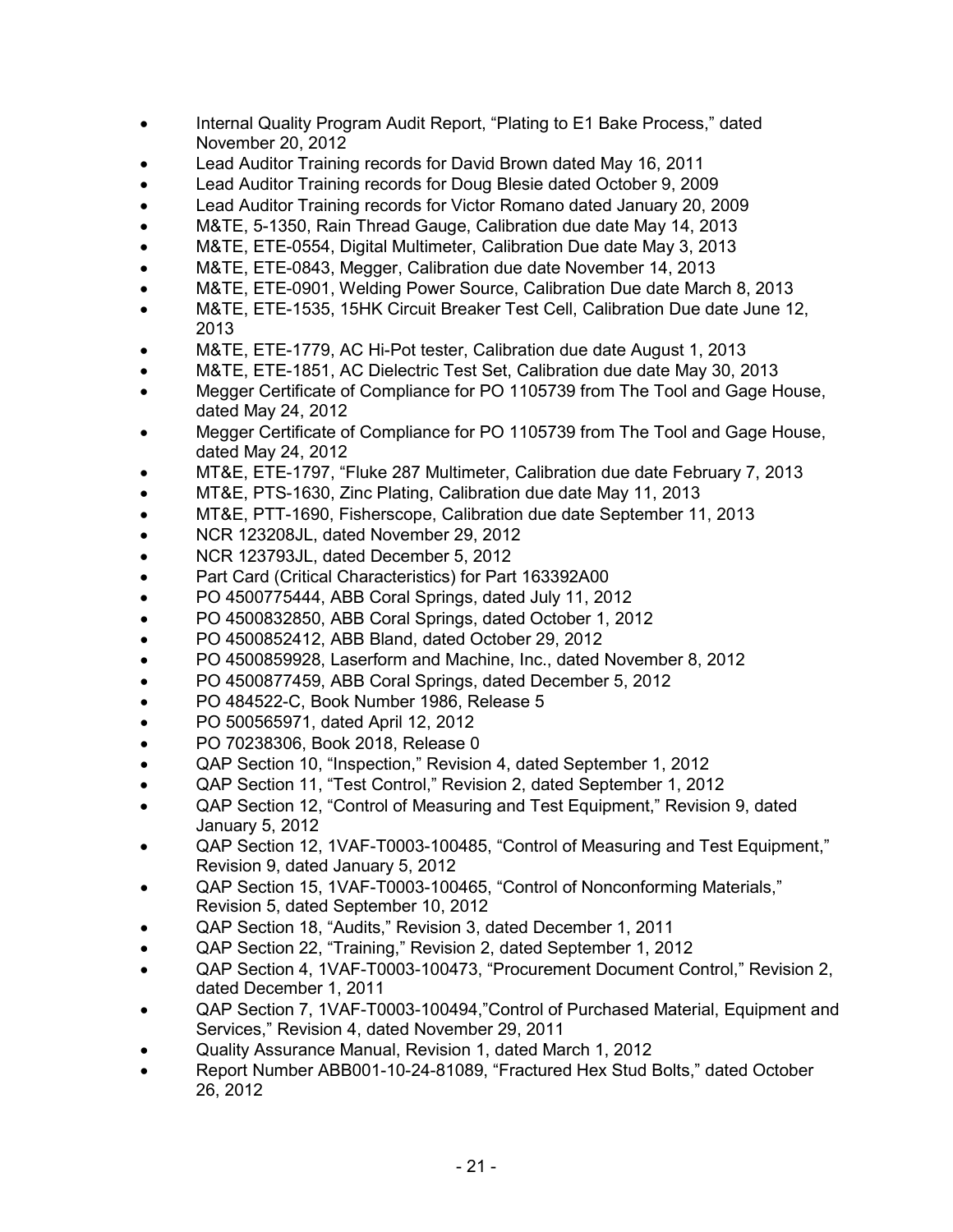- Internal Quality Program Audit Report, "Plating to E1 Bake Process," dated November 20, 2012
- Lead Auditor Training records for David Brown dated May 16, 2011
- Lead Auditor Training records for Doug Blesie dated October 9, 2009
- Lead Auditor Training records for Victor Romano dated January 20, 2009
- M&TE, 5-1350, Rain Thread Gauge, Calibration due date May 14, 2013
- M&TE, ETE-0554, Digital Multimeter, Calibration Due date May 3, 2013
- M&TE, ETE-0843, Megger, Calibration due date November 14, 2013
- M&TE, ETE-0901, Welding Power Source, Calibration Due date March 8, 2013
- M&TE, ETE-1535, 15HK Circuit Breaker Test Cell, Calibration Due date June 12, 2013
- M&TE, ETE-1779, AC Hi-Pot tester, Calibration due date August 1, 2013
- M&TE, ETE-1851, AC Dielectric Test Set, Calibration due date May 30, 2013
- Megger Certificate of Compliance for PO 1105739 from The Tool and Gage House, dated May 24, 2012
- Megger Certificate of Compliance for PO 1105739 from The Tool and Gage House, dated May 24, 2012
- MT&E, ETE-1797, "Fluke 287 Multimeter, Calibration due date February 7, 2013
- MT&E, PTS-1630, Zinc Plating, Calibration due date May 11, 2013
- MT&E, PTT-1690, Fisherscope, Calibration due date September 11, 2013
- NCR 123208JL, dated November 29, 2012
- NCR 123793JL, dated December 5, 2012
- Part Card (Critical Characteristics) for Part 163392A00
- PO 4500775444, ABB Coral Springs, dated July 11, 2012
- PO 4500832850, ABB Coral Springs, dated October 1, 2012
- PO 4500852412, ABB Bland, dated October 29, 2012
- PO 4500859928, Laserform and Machine, Inc., dated November 8, 2012
- PO 4500877459, ABB Coral Springs, dated December 5, 2012
- PO 484522-C, Book Number 1986, Release 5
- PO 500565971, dated April 12, 2012
- PO 70238306, Book 2018, Release 0
- QAP Section 10, "Inspection," Revision 4, dated September 1, 2012
- QAP Section 11, "Test Control," Revision 2, dated September 1, 2012
- QAP Section 12, "Control of Measuring and Test Equipment," Revision 9, dated January 5, 2012
- QAP Section 12, 1VAF-T0003-100485, "Control of Measuring and Test Equipment," Revision 9, dated January 5, 2012
- QAP Section 15, 1VAF-T0003-100465, "Control of Nonconforming Materials," Revision 5, dated September 10, 2012
- QAP Section 18, "Audits," Revision 3, dated December 1, 2011
- QAP Section 22, "Training," Revision 2, dated September 1, 2012
- QAP Section 4, 1VAF-T0003-100473, "Procurement Document Control," Revision 2, dated December 1, 2011
- QAP Section 7, 1VAF-T0003-100494,"Control of Purchased Material, Equipment and Services," Revision 4, dated November 29, 2011
- Quality Assurance Manual, Revision 1, dated March 1, 2012
- Report Number ABB001-10-24-81089, "Fractured Hex Stud Bolts," dated October 26, 2012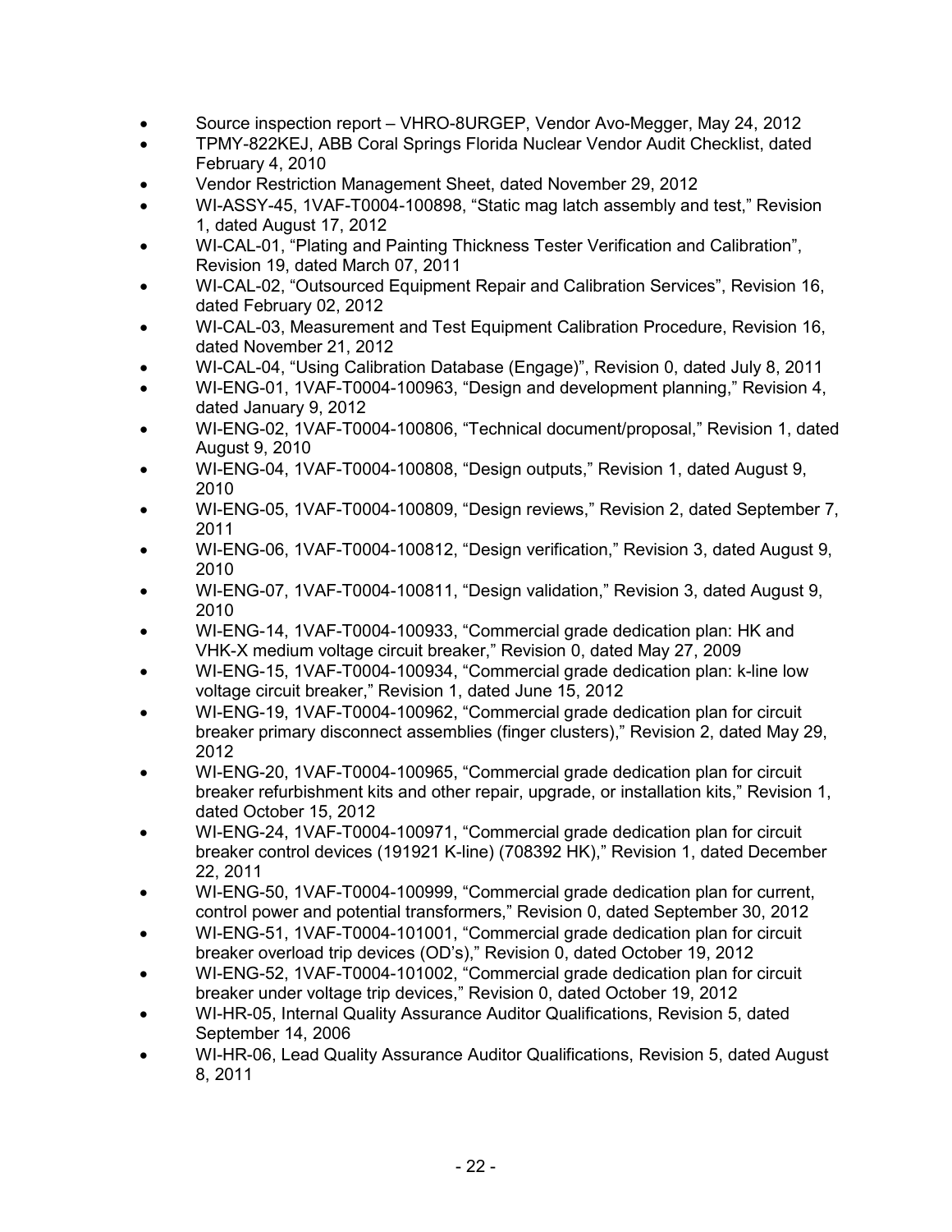- Source inspection report – VHRO-8URGEP, Vendor Avo-Megger, May 24, 2012
- TPMY-822KEJ, ABB Coral Springs Florida Nuclear Vendor Audit Checklist, dated February 4, 2010
- Vendor Restriction Management Sheet, dated November 29, 2012
- WI-ASSY-45, 1VAF-T0004-100898, "Static mag latch assembly and test," Revision 1, dated August 17, 2012
- WI-CAL-01, "Plating and Painting Thickness Tester Verification and Calibration", Revision 19, dated March 07, 2011
- WI-CAL-02, "Outsourced Equipment Repair and Calibration Services", Revision 16, dated February 02, 2012
- WI-CAL-03, Measurement and Test Equipment Calibration Procedure, Revision 16, dated November 21, 2012
- WI-CAL-04, "Using Calibration Database (Engage)", Revision 0, dated July 8, 2011
- WI-ENG-01, 1VAF-T0004-100963, "Design and development planning," Revision 4, dated January 9, 2012
- WI-ENG-02, 1VAF-T0004-100806, "Technical document/proposal," Revision 1, dated August 9, 2010
- WI-ENG-04, 1VAF-T0004-100808, "Design outputs," Revision 1, dated August 9, 2010
- WI-ENG-05, 1VAF-T0004-100809, "Design reviews," Revision 2, dated September 7, 2011
- WI-ENG-06, 1VAF-T0004-100812, "Design verification," Revision 3, dated August 9, 2010
- WI-ENG-07, 1VAF-T0004-100811, "Design validation," Revision 3, dated August 9, 2010
- WI-ENG-14, 1VAF-T0004-100933, "Commercial grade dedication plan: HK and VHK-X medium voltage circuit breaker," Revision 0, dated May 27, 2009
- WI-ENG-15, 1VAF-T0004-100934, "Commercial grade dedication plan: k-line low voltage circuit breaker," Revision 1, dated June 15, 2012
- WI-ENG-19, 1VAF-T0004-100962, "Commercial grade dedication plan for circuit breaker primary disconnect assemblies (finger clusters)," Revision 2, dated May 29, 2012
- WI-ENG-20, 1VAF-T0004-100965, "Commercial grade dedication plan for circuit breaker refurbishment kits and other repair, upgrade, or installation kits," Revision 1, dated October 15, 2012
- WI-ENG-24, 1VAF-T0004-100971, "Commercial grade dedication plan for circuit breaker control devices (191921 K-line) (708392 HK)," Revision 1, dated December 22, 2011
- WI-ENG-50, 1VAF-T0004-100999, "Commercial grade dedication plan for current, control power and potential transformers," Revision 0, dated September 30, 2012
- WI-ENG-51, 1VAF-T0004-101001, "Commercial grade dedication plan for circuit breaker overload trip devices (OD's)," Revision 0, dated October 19, 2012
- WI-ENG-52, 1VAF-T0004-101002, "Commercial grade dedication plan for circuit breaker under voltage trip devices," Revision 0, dated October 19, 2012
- WI-HR-05, Internal Quality Assurance Auditor Qualifications, Revision 5, dated September 14, 2006
- WI-HR-06, Lead Quality Assurance Auditor Qualifications, Revision 5, dated August 8, 2011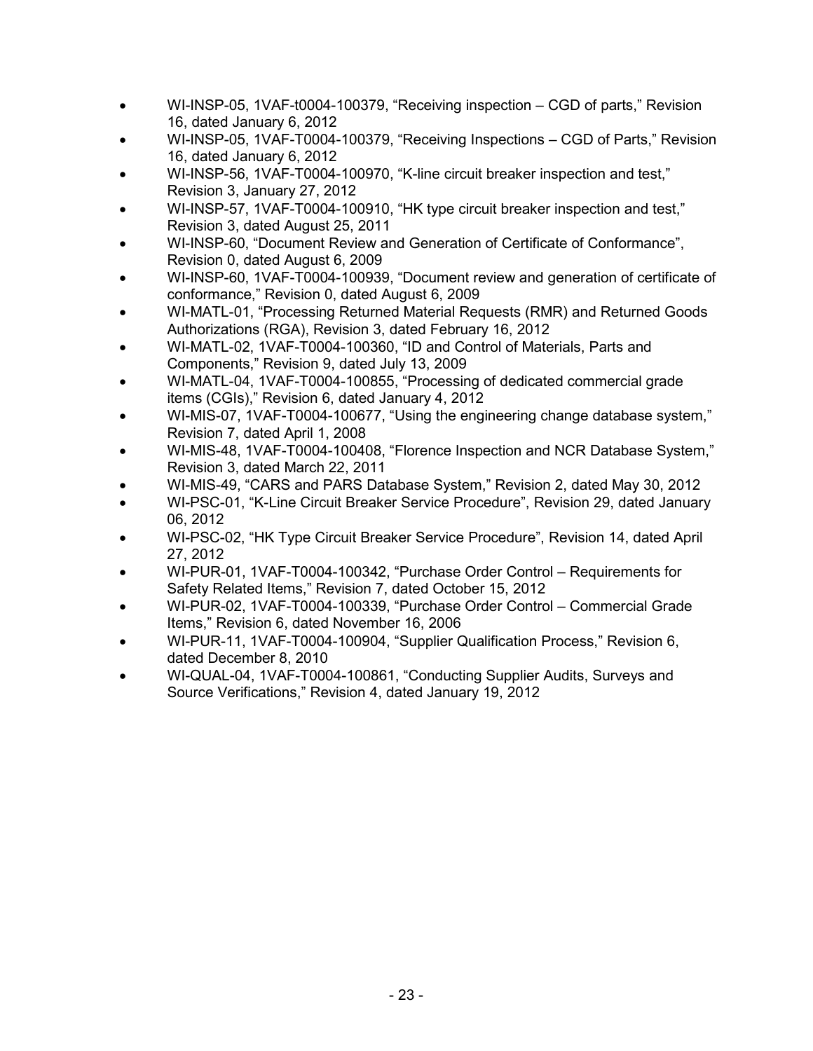- WI-INSP-05, 1VAF-t0004-100379, "Receiving inspection – CGD of parts," Revision 16, dated January 6, 2012
- WI-INSP-05, 1VAF-T0004-100379, "Receiving Inspections – CGD of Parts," Revision 16, dated January 6, 2012
- WI-INSP-56, 1VAF-T0004-100970, "K-line circuit breaker inspection and test," Revision 3, January 27, 2012
- WI-INSP-57, 1VAF-T0004-100910, "HK type circuit breaker inspection and test," Revision 3, dated August 25, 2011
- WI-INSP-60, "Document Review and Generation of Certificate of Conformance", Revision 0, dated August 6, 2009
- WI-INSP-60, 1VAF-T0004-100939, "Document review and generation of certificate of conformance," Revision 0, dated August 6, 2009
- WI-MATL-01, "Processing Returned Material Requests (RMR) and Returned Goods Authorizations (RGA), Revision 3, dated February 16, 2012
- WI-MATL-02, 1VAF-T0004-100360, "ID and Control of Materials, Parts and Components," Revision 9, dated July 13, 2009
- WI-MATL-04, 1VAF-T0004-100855, "Processing of dedicated commercial grade items (CGIs)," Revision 6, dated January 4, 2012
- WI-MIS-07, 1VAF-T0004-100677, "Using the engineering change database system," Revision 7, dated April 1, 2008
- WI-MIS-48, 1VAF-T0004-100408, "Florence Inspection and NCR Database System," Revision 3, dated March 22, 2011
- WI-MIS-49, "CARS and PARS Database System," Revision 2, dated May 30, 2012
- WI-PSC-01, "K-Line Circuit Breaker Service Procedure", Revision 29, dated January 06, 2012
- WI-PSC-02, "HK Type Circuit Breaker Service Procedure", Revision 14, dated April 27, 2012
- WI-PUR-01, 1VAF-T0004-100342, "Purchase Order Control – Requirements for Safety Related Items," Revision 7, dated October 15, 2012
- WI-PUR-02, 1VAF-T0004-100339, "Purchase Order Control – Commercial Grade Items," Revision 6, dated November 16, 2006
- WI-PUR-11, 1VAF-T0004-100904, "Supplier Qualification Process," Revision 6, dated December 8, 2010
- WI-QUAL-04, 1VAF-T0004-100861, "Conducting Supplier Audits, Surveys and Source Verifications," Revision 4, dated January 19, 2012